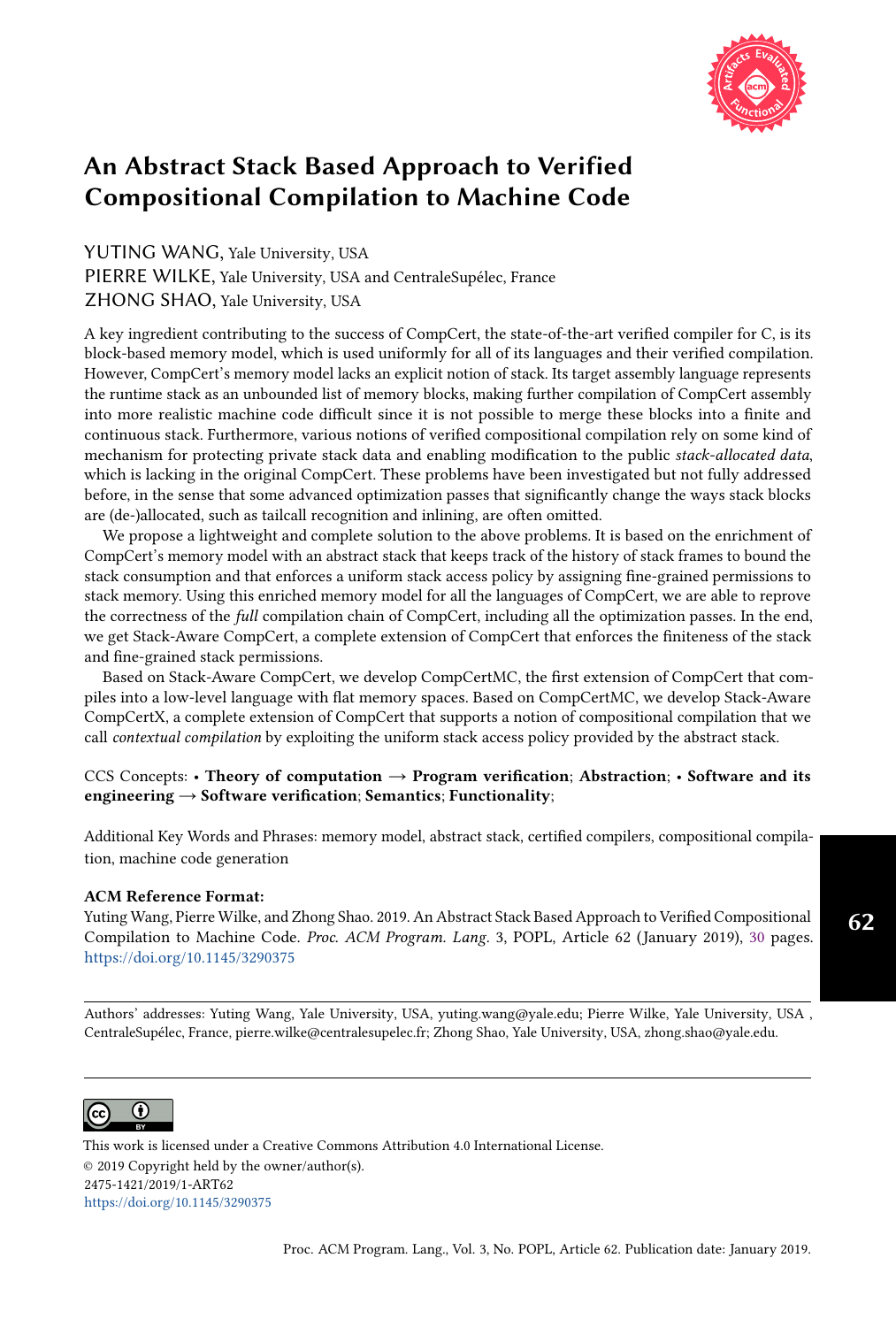# An Abstract Stack Based Approach to Verified Compositional Compilation to Machine Code

YUTING WANG, Yale University, USA
PIERRE WILKE, Yale University, USA and CentraleSupélec, France
ZHONG SHAO, Yale University, USA

A key ingredient contributing to the success of CompCert, the state-of-the-art verified compiler for C, is its block-based memory model, which is used uniformly for all of its languages and their verified compilation. However, CompCert's memory model lacks an explicit notion of stack. Its target assembly language represents the runtime stack as an unbounded list of memory blocks, making further compilation of CompCert assembly into more realistic machine code difficult since it is not possible to merge these blocks into a finite and continuous stack. Furthermore, various notions of verified compositional compilation rely on some kind of mechanism for protecting private stack data and enabling modification to the public *stack-allocated data*, which is lacking in the original CompCert. These problems have been investigated but not fully addressed before, in the sense that some advanced optimization passes that significantly change the ways stack blocks are (de-)allocated, such as tailcall recognition and inlining, are often omitted.

We propose a lightweight and complete solution to the above problems. It is based on the enrichment of CompCert's memory model with an abstract stack that keeps track of the history of stack frames to bound the stack consumption and that enforces a uniform stack access policy by assigning fine-grained permissions to stack memory. Using this enriched memory model for all the languages of CompCert, we are able to reprove the correctness of the *full* compilation chain of CompCert, including all the optimization passes. In the end, we get Stack-Aware CompCert, a complete extension of CompCert that enforces the finiteness of the stack and fine-grained stack permissions.

Based on Stack-Aware CompCert, we develop CompCertMC, the first extension of CompCert that compiles into a low-level language with flat memory spaces. Based on CompCertMC, we develop Stack-Aware CompCertX, a complete extension of CompCert that supports a notion of compositional compilation that we call *contextual compilation* by exploiting the uniform stack access policy provided by the abstract stack.

CCS Concepts: • **Theory of computation** → **Program verification**; **Abstraction**; • **Software and its engineering** → **Software verification**; **Semantics**; **Functionality**;

Additional Key Words and Phrases: memory model, abstract stack, certified compilers, compositional compilation, machine code generation

**ACM Reference Format:**
Yuting Wang, Pierre Wilke, and Zhong Shao. 2019. An Abstract Stack Based Approach to Verified Compositional Compilation to Machine Code. *Proc. ACM Program. Lang.* 3, POPL, Article 62 (January 2019), 30 pages. https://doi.org/10.1145/3290375

Authors' addresses: Yuting Wang, Yale University, USA, yuting.wang@yale.edu; Pierre Wilke, Yale University, USA , CentraleSupélec, France, pierre.wilke@centralesupelec.fr; Zhong Shao, Yale University, USA, zhong.shao@yale.edu.

This work is licensed under a Creative Commons Attribution 4.0 International License.
© 2019 Copyright held by the owner/author(s).
2475-1421/2019/1-ART62
https://doi.org/10.1145/3290375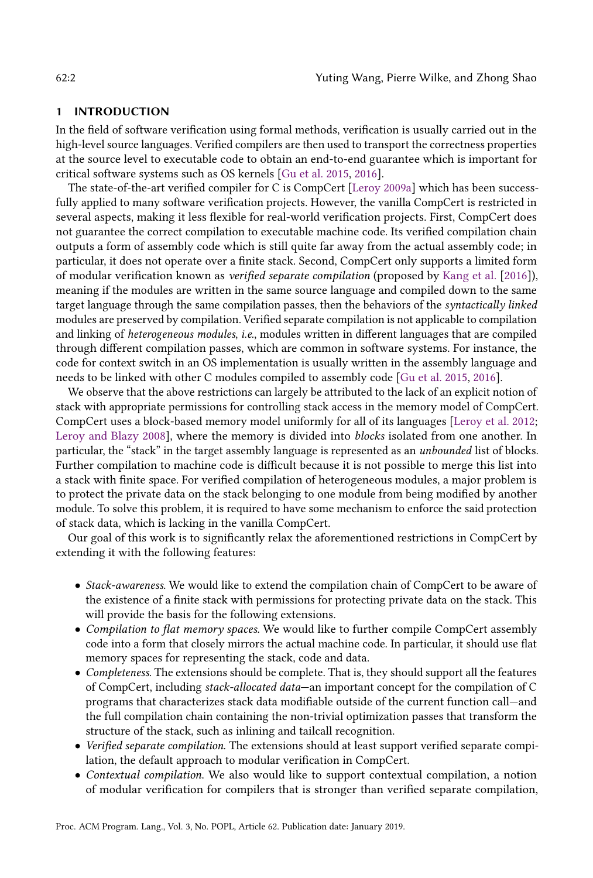## 1 INTRODUCTION

In the field of software verification using formal methods, verification is usually carried out in the high-level source languages. Verified compilers are then used to transport the correctness properties at the source level to executable code to obtain an end-to-end guarantee which is important for critical software systems such as OS kernels [Gu et al. 2015, 2016].

The state-of-the-art verified compiler for C is CompCert [Leroy 2009a] which has been successfully applied to many software verification projects. However, the vanilla CompCert is restricted in several aspects, making it less flexible for real-world verification projects. First, CompCert does not guarantee the correct compilation to executable machine code. Its verified compilation chain outputs a form of assembly code which is still quite far away from the actual assembly code; in particular, it does not operate over a finite stack. Second, CompCert only supports a limited form of modular verification known as *verified separate compilation* (proposed by Kang et al. [2016]), meaning if the modules are written in the same source language and compiled down to the same target language through the same compilation passes, then the behaviors of the *syntactically linked* modules are preserved by compilation. Verified separate compilation is not applicable to compilation and linking of *heterogeneous modules*, *i.e.*, modules written in different languages that are compiled through different compilation passes, which are common in software systems. For instance, the code for context switch in an OS implementation is usually written in the assembly language and needs to be linked with other C modules compiled to assembly code [Gu et al. 2015, 2016].

We observe that the above restrictions can largely be attributed to the lack of an explicit notion of stack with appropriate permissions for controlling stack access in the memory model of CompCert. CompCert uses a block-based memory model uniformly for all of its languages [Leroy et al. 2012; Leroy and Blazy 2008], where the memory is divided into *blocks* isolated from one another. In particular, the "stack" in the target assembly language is represented as an *unbounded* list of blocks. Further compilation to machine code is difficult because it is not possible to merge this list into a stack with finite space. For verified compilation of heterogeneous modules, a major problem is to protect the private data on the stack belonging to one module from being modified by another module. To solve this problem, it is required to have some mechanism to enforce the said protection of stack data, which is lacking in the vanilla CompCert.

Our goal of this work is to significantly relax the aforementioned restrictions in CompCert by extending it with the following features:

- *Stack-awareness*. We would like to extend the compilation chain of CompCert to be aware of the existence of a finite stack with permissions for protecting private data on the stack. This will provide the basis for the following extensions.
- *Compilation to flat memory spaces*. We would like to further compile CompCert assembly code into a form that closely mirrors the actual machine code. In particular, it should use flat memory spaces for representing the stack, code and data.
- *Completeness*. The extensions should be complete. That is, they should support all the features of CompCert, including *stack-allocated data*—an important concept for the compilation of C programs that characterizes stack data modifiable outside of the current function call—and the full compilation chain containing the non-trivial optimization passes that transform the structure of the stack, such as inlining and tailcall recognition.
- *Verified separate compilation*. The extensions should at least support verified separate compilation, the default approach to modular verification in CompCert.
- *Contextual compilation*. We also would like to support contextual compilation, a notion of modular verification for compilers that is stronger than verified separate compilation,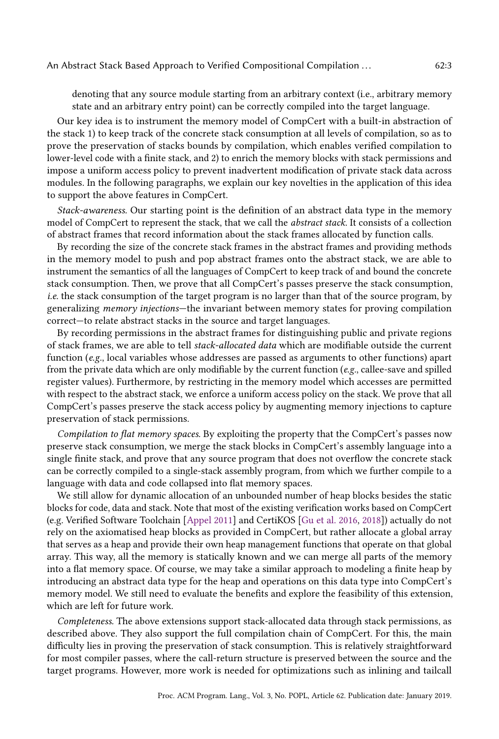denoting that any source module starting from an arbitrary context (i.e., arbitrary memory state and an arbitrary entry point) can be correctly compiled into the target language.

Our key idea is to instrument the memory model of CompCert with a built-in abstraction of the stack 1) to keep track of the concrete stack consumption at all levels of compilation, so as to prove the preservation of stacks bounds by compilation, which enables verified compilation to lower-level code with a finite stack, and 2) to enrich the memory blocks with stack permissions and impose a uniform access policy to prevent inadvertent modification of private stack data across modules. In the following paragraphs, we explain our key novelties in the application of this idea to support the above features in CompCert.

*Stack-awareness.* Our starting point is the definition of an abstract data type in the memory model of CompCert to represent the stack, that we call the *abstract stack*. It consists of a collection of abstract frames that record information about the stack frames allocated by function calls.

By recording the size of the concrete stack frames in the abstract frames and providing methods in the memory model to push and pop abstract frames onto the abstract stack, we are able to instrument the semantics of all the languages of CompCert to keep track of and bound the concrete stack consumption. Then, we prove that all CompCert's passes preserve the stack consumption, *i.e.* the stack consumption of the target program is no larger than that of the source program, by generalizing *memory injections*—the invariant between memory states for proving compilation correct—to relate abstract stacks in the source and target languages.

By recording permissions in the abstract frames for distinguishing public and private regions of stack frames, we are able to tell *stack-allocated data* which are modifiable outside the current function (*e.g.*, local variables whose addresses are passed as arguments to other functions) apart from the private data which are only modifiable by the current function (*e.g.*, callee-save and spilled register values). Furthermore, by restricting in the memory model which accesses are permitted with respect to the abstract stack, we enforce a uniform access policy on the stack. We prove that all CompCert's passes preserve the stack access policy by augmenting memory injections to capture preservation of stack permissions.

*Compilation to flat memory spaces.* By exploiting the property that the CompCert's passes now preserve stack consumption, we merge the stack blocks in CompCert's assembly language into a single finite stack, and prove that any source program that does not overflow the concrete stack can be correctly compiled to a single-stack assembly program, from which we further compile to a language with data and code collapsed into flat memory spaces.

We still allow for dynamic allocation of an unbounded number of heap blocks besides the static blocks for code, data and stack. Note that most of the existing verification works based on CompCert (e.g. Verified Software Toolchain [Appel 2011] and CertiKOS [Gu et al. 2016, 2018]) actually do not rely on the axiomatised heap blocks as provided in CompCert, but rather allocate a global array that serves as a heap and provide their own heap management functions that operate on that global array. This way, all the memory is statically known and we can merge all parts of the memory into a flat memory space. Of course, we may take a similar approach to modeling a finite heap by introducing an abstract data type for the heap and operations on this data type into CompCert's memory model. We still need to evaluate the benefits and explore the feasibility of this extension, which are left for future work.

*Completeness.* The above extensions support stack-allocated data through stack permissions, as described above. They also support the full compilation chain of CompCert. For this, the main difficulty lies in proving the preservation of stack consumption. This is relatively straightforward for most compiler passes, where the call-return structure is preserved between the source and the target programs. However, more work is needed for optimizations such as inlining and tailcall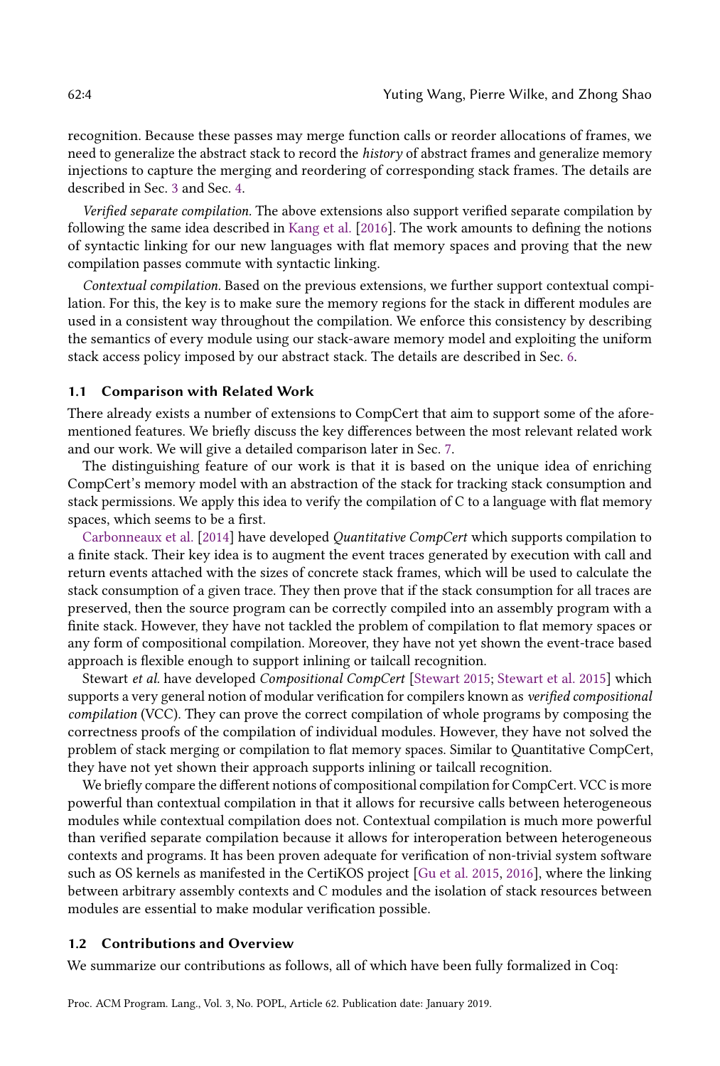recognition. Because these passes may merge function calls or reorder allocations of frames, we need to generalize the abstract stack to record the *history* of abstract frames and generalize memory injections to capture the merging and reordering of corresponding stack frames. The details are described in Sec. 3 and Sec. 4.

*Verified separate compilation.* The above extensions also support verified separate compilation by following the same idea described in Kang et al. [2016]. The work amounts to defining the notions of syntactic linking for our new languages with flat memory spaces and proving that the new compilation passes commute with syntactic linking.

*Contextual compilation.* Based on the previous extensions, we further support contextual compilation. For this, the key is to make sure the memory regions for the stack in different modules are used in a consistent way throughout the compilation. We enforce this consistency by describing the semantics of every module using our stack-aware memory model and exploiting the uniform stack access policy imposed by our abstract stack. The details are described in Sec. 6.

### 1.1 Comparison with Related Work

There already exists a number of extensions to CompCert that aim to support some of the aforementioned features. We briefly discuss the key differences between the most relevant related work and our work. We will give a detailed comparison later in Sec. 7.

The distinguishing feature of our work is that it is based on the unique idea of enriching CompCert's memory model with an abstraction of the stack for tracking stack consumption and stack permissions. We apply this idea to verify the compilation of C to a language with flat memory spaces, which seems to be a first.

Carbonneaux et al. [2014] have developed *Quantitative CompCert* which supports compilation to a finite stack. Their key idea is to augment the event traces generated by execution with call and return events attached with the sizes of concrete stack frames, which will be used to calculate the stack consumption of a given trace. They then prove that if the stack consumption for all traces are preserved, then the source program can be correctly compiled into an assembly program with a finite stack. However, they have not tackled the problem of compilation to flat memory spaces or any form of compositional compilation. Moreover, they have not yet shown the event-trace based approach is flexible enough to support inlining or tailcall recognition.

Stewart *et al.* have developed *Compositional CompCert* [Stewart 2015; Stewart et al. 2015] which supports a very general notion of modular verification for compilers known as *verified compositional compilation* (VCC). They can prove the correct compilation of whole programs by composing the correctness proofs of the compilation of individual modules. However, they have not solved the problem of stack merging or compilation to flat memory spaces. Similar to Quantitative CompCert, they have not yet shown their approach supports inlining or tailcall recognition.

We briefly compare the different notions of compositional compilation for CompCert. VCC is more powerful than contextual compilation in that it allows for recursive calls between heterogeneous modules while contextual compilation does not. Contextual compilation is much more powerful than verified separate compilation because it allows for interoperation between heterogeneous contexts and programs. It has been proven adequate for verification of non-trivial system software such as OS kernels as manifested in the CertiKOS project [Gu et al. 2015, 2016], where the linking between arbitrary assembly contexts and C modules and the isolation of stack resources between modules are essential to make modular verification possible.

### 1.2 Contributions and Overview

We summarize our contributions as follows, all of which have been fully formalized in Coq: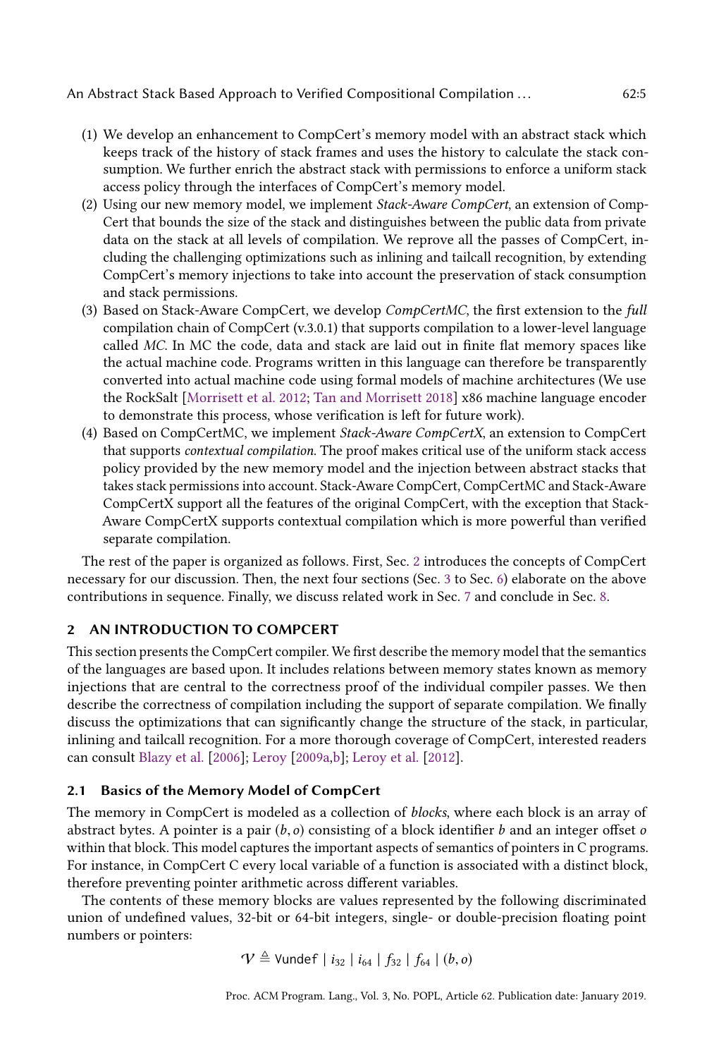(1) We develop an enhancement to CompCert's memory model with an abstract stack which keeps track of the history of stack frames and uses the history to calculate the stack consumption. We further enrich the abstract stack with permissions to enforce a uniform stack access policy through the interfaces of CompCert's memory model.
(2) Using our new memory model, we implement *Stack-Aware CompCert*, an extension of CompCert that bounds the size of the stack and distinguishes between the public data from private data on the stack at all levels of compilation. We reprove all the passes of CompCert, including the challenging optimizations such as inlining and tailcall recognition, by extending CompCert's memory injections to take into account the preservation of stack consumption and stack permissions.
(3) Based on Stack-Aware CompCert, we develop *CompCertMC*, the first extension to the *full* compilation chain of CompCert (v.3.0.1) that supports compilation to a lower-level language called *MC*. In MC the code, data and stack are laid out in finite flat memory spaces like the actual machine code. Programs written in this language can therefore be transparently converted into actual machine code using formal models of machine architectures (We use the RockSalt [Morrisett et al. 2012; Tan and Morrisett 2018] x86 machine language encoder to demonstrate this process, whose verification is left for future work).
(4) Based on CompCertMC, we implement *Stack-Aware CompCertX*, an extension to CompCert that supports *contextual compilation*. The proof makes critical use of the uniform stack access policy provided by the new memory model and the injection between abstract stacks that takes stack permissions into account. Stack-Aware CompCert, CompCertMC and Stack-Aware CompCertX support all the features of the original CompCert, with the exception that Stack-Aware CompCertX supports contextual compilation which is more powerful than verified separate compilation.

The rest of the paper is organized as follows. First, Sec. 2 introduces the concepts of CompCert necessary for our discussion. Then, the next four sections (Sec. 3 to Sec. 6) elaborate on the above contributions in sequence. Finally, we discuss related work in Sec. 7 and conclude in Sec. 8.

## 2 AN INTRODUCTION TO COMPCERT

This section presents the CompCert compiler. We first describe the memory model that the semantics of the languages are based upon. It includes relations between memory states known as memory injections that are central to the correctness proof of the individual compiler passes. We then describe the correctness of compilation including the support of separate compilation. We finally discuss the optimizations that can significantly change the structure of the stack, in particular, inlining and tailcall recognition. For a more thorough coverage of CompCert, interested readers can consult Blazy et al. [2006]; Leroy [2009a,b]; Leroy et al. [2012].

### 2.1 Basics of the Memory Model of CompCert

The memory in CompCert is modeled as a collection of *blocks*, where each block is an array of abstract bytes. A pointer is a pair $(b, o)$ consisting of a block identifier $b$ and an integer offset $o$ within that block. This model captures the important aspects of semantics of pointers in C programs. For instance, in CompCert C every local variable of a function is associated with a distinct block, therefore preventing pointer arithmetic across different variables.

The contents of these memory blocks are values represented by the following discriminated union of undefined values, 32-bit or 64-bit integers, single- or double-precision floating point numbers or pointers:

$$\mathcal{V} \triangleq \texttt{Vundef} \mid i_{32} \mid i_{64} \mid f_{32} \mid f_{64} \mid (b, o)$$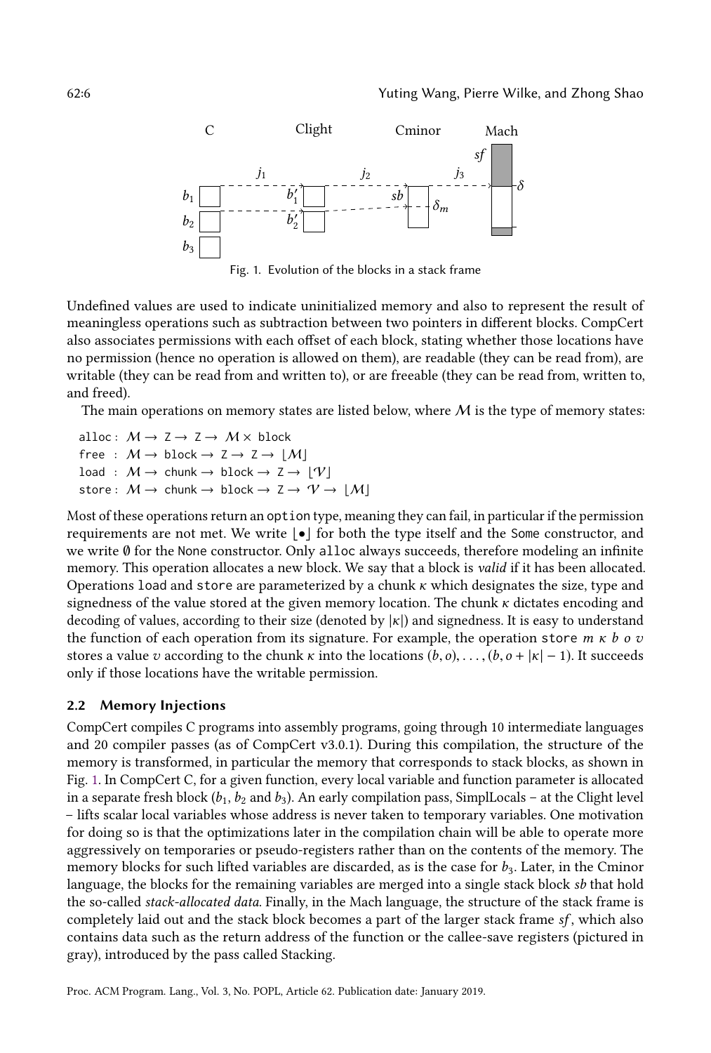Fig. 1. Evolution of the blocks in a stack frame

Undefined values are used to indicate uninitialized memory and also to represent the result of meaningless operations such as subtraction between two pointers in different blocks. CompCert also associates permissions with each offset of each block, stating whether those locations have no permission (hence no operation is allowed on them), are readable (they can be read from), are writable (they can be read from and written to), or are freeable (they can be read from, written to, and freed).

The main operations on memory states are listed below, where $\mathcal{M}$ is the type of memory states:

$$
\begin{aligned}
\texttt{alloc} &: \mathcal{M} \rightarrow \texttt{Z} \rightarrow \texttt{Z} \rightarrow \mathcal{M} \times \texttt{block} \\
\texttt{free} &: \mathcal{M} \rightarrow \texttt{block} \rightarrow \texttt{Z} \rightarrow \texttt{Z} \rightarrow \lfloor \mathcal{M} \rfloor \\
\texttt{load} &: \mathcal{M} \rightarrow \texttt{chunk} \rightarrow \texttt{block} \rightarrow \texttt{Z} \rightarrow \lfloor \mathcal{V} \rfloor \\
\texttt{store} &: \mathcal{M} \rightarrow \texttt{chunk} \rightarrow \texttt{block} \rightarrow \texttt{Z} \rightarrow \mathcal{V} \rightarrow \lfloor \mathcal{M} \rfloor
\end{aligned}
$$

Most of these operations return an `option` type, meaning they can fail, in particular if the permission requirements are not met. We write $\lfloor \bullet \rfloor$ for both the type itself and the `Some` constructor, and we write $\emptyset$ for the `None` constructor. Only `alloc` always succeeds, therefore modeling an infinite memory. This operation allocates a new block. We say that a block is *valid* if it has been allocated. Operations `load` and `store` are parameterized by a chunk $\kappa$ which designates the size, type and signedness of the value stored at the given memory location. The chunk $\kappa$ dictates encoding and decoding of values, according to their size (denoted by $|\kappa|$) and signedness. It is easy to understand the function of each operation from its signature. For example, the operation $\texttt{store}\ m\ \kappa\ b\ o\ v$ stores a value $v$ according to the chunk $\kappa$ into the locations $(b, o), \ldots, (b, o + |\kappa| - 1)$. It succeeds only if those locations have the writable permission.

### 2.2 Memory Injections

CompCert compiles C programs into assembly programs, going through 10 intermediate languages and 20 compiler passes (as of CompCert v3.0.1). During this compilation, the structure of the memory is transformed, in particular the memory that corresponds to stack blocks, as shown in Fig. 1. In CompCert C, for a given function, every local variable and function parameter is allocated in a separate fresh block ($b_1$, $b_2$ and $b_3$). An early compilation pass, SimplLocals – at the Clight level – lifts scalar local variables whose address is never taken to temporary variables. One motivation for doing so is that the optimizations later in the compilation chain will be able to operate more aggressively on temporaries or pseudo-registers rather than on the contents of the memory. The memory blocks for such lifted variables are discarded, as is the case for $b_3$. Later, in the Cminor language, the blocks for the remaining variables are merged into a single stack block $sb$ that hold the so-called *stack-allocated data*. Finally, in the Mach language, the structure of the stack frame is completely laid out and the stack block becomes a part of the larger stack frame $sf$, which also contains data such as the return address of the function or the callee-save registers (pictured in gray), introduced by the pass called Stacking.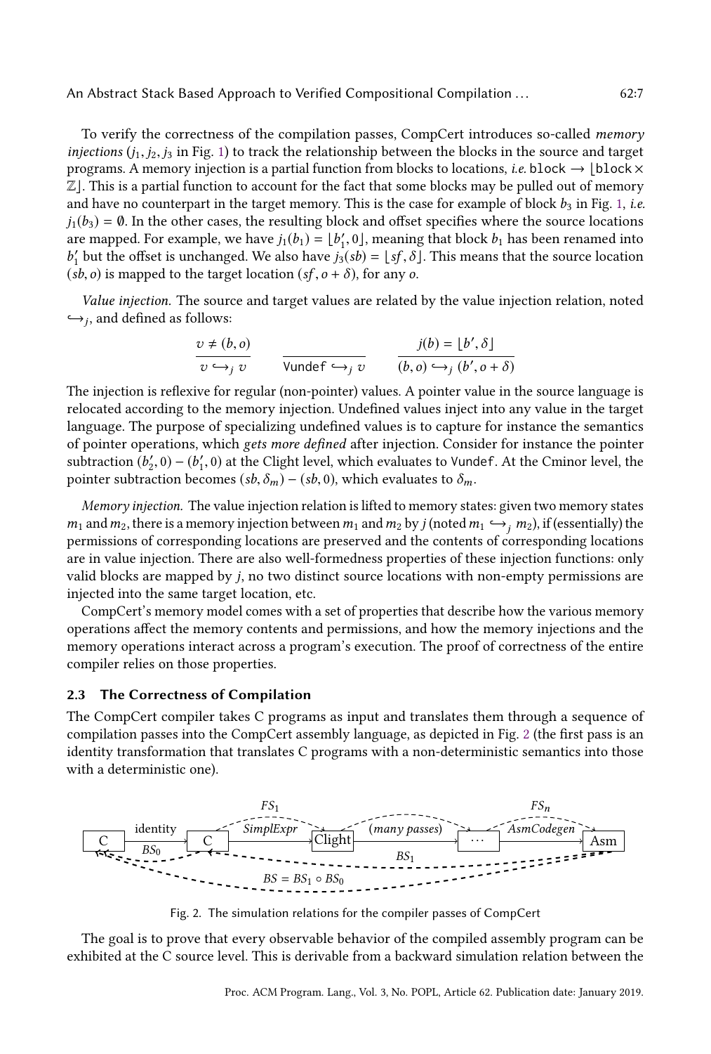To verify the correctness of the compilation passes, CompCert introduces so-called *memory injections* ($j_1, j_2, j_3$ in Fig. 1) to track the relationship between the blocks in the source and target programs. A memory injection is a partial function from blocks to locations, *i.e.* $\texttt{block} \rightarrow \lfloor \texttt{block} \times \mathbb{Z} \rfloor$. This is a partial function to account for the fact that some blocks may be pulled out of memory and have no counterpart in the target memory. This is the case for example of block $b_3$ in Fig. 1, *i.e.* $j_1(b_3) = \emptyset$. In the other cases, the resulting block and offset specifies where the source locations are mapped. For example, we have $j_1(b_1) = \lfloor b_1', 0 \rfloor$, meaning that block $b_1$ has been renamed into $b_1'$ but the offset is unchanged. We also have $j_3(sb) = \lfloor sf, \delta \rfloor$. This means that the source location $(sb, o)$ is mapped to the target location $(sf, o + \delta)$, for any $o$.

*Value injection.* The source and target values are related by the value injection relation, noted $\hookrightarrow_j$, and defined as follows:

$$\frac{v \neq (b, o)}{v \hookrightarrow_j v} \qquad \frac{}{\texttt{Vundef} \hookrightarrow_j v} \qquad \frac{j(b) = \lfloor b', \delta \rfloor}{(b, o) \hookrightarrow_j (b', o + \delta)}$$

The injection is reflexive for regular (non-pointer) values. A pointer value in the source language is relocated according to the memory injection. Undefined values inject into any value in the target language. The purpose of specializing undefined values is to capture for instance the semantics of pointer operations, which *gets more defined* after injection. Consider for instance the pointer subtraction $(b_2', 0) - (b_1', 0)$ at the Clight level, which evaluates to Vundef. At the Cminor level, the pointer subtraction becomes $(sb, \delta_m) - (sb, 0)$, which evaluates to $\delta_m$.

*Memory injection.* The value injection relation is lifted to memory states: given two memory states $m_1$ and $m_2$, there is a memory injection between $m_1$ and $m_2$ by $j$ (noted $m_1 \hookrightarrow_j m_2$), if (essentially) the permissions of corresponding locations are preserved and the contents of corresponding locations are in value injection. There are also well-formedness properties of these injection functions: only valid blocks are mapped by $j$, no two distinct source locations with non-empty permissions are injected into the same target location, etc.

CompCert's memory model comes with a set of properties that describe how the various memory operations affect the memory contents and permissions, and how the memory injections and the memory operations interact across a program's execution. The proof of correctness of the entire compiler relies on those properties.

### 2.3 The Correctness of Compilation

The CompCert compiler takes C programs as input and translates them through a sequence of compilation passes into the CompCert assembly language, as depicted in Fig. 2 (the first pass is an identity transformation that translates C programs with a non-deterministic semantics into those with a deterministic one).

Fig. 2. The simulation relations for the compiler passes of CompCert

The goal is to prove that every observable behavior of the compiled assembly program can be exhibited at the C source level. This is derivable from a backward simulation relation between the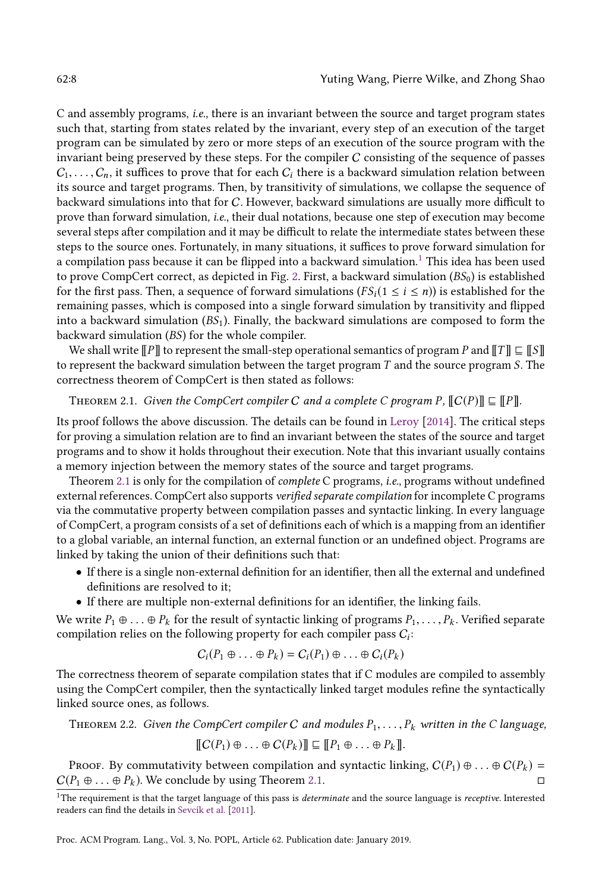C and assembly programs, *i.e.*, there is an invariant between the source and target program states such that, starting from states related by the invariant, every step of an execution of the target program can be simulated by zero or more steps of an execution of the source program with the invariant being preserved by these steps. For the compiler $\mathcal{C}$ consisting of the sequence of passes $\mathcal{C}_1, \ldots, \mathcal{C}_n$, it suffices to prove that for each $\mathcal{C}_i$ there is a backward simulation relation between its source and target programs. Then, by transitivity of simulations, we collapse the sequence of backward simulations into that for $\mathcal{C}$. However, backward simulations are usually more difficult to prove than forward simulation, *i.e.*, their dual notations, because one step of execution may become several steps after compilation and it may be difficult to relate the intermediate states between these steps to the source ones. Fortunately, in many situations, it suffices to prove forward simulation for a compilation pass because it can be flipped into a backward simulation.[1] This idea has been used to prove CompCert correct, as depicted in Fig. 2. First, a backward simulation ($BS_0$) is established for the first pass. Then, a sequence of forward simulations ($FS_i (1 \leq i \leq n)$) is established for the remaining passes, which is composed into a single forward simulation by transitivity and flipped into a backward simulation ($BS_1$). Finally, the backward simulations are composed to form the backward simulation ($BS$) for the whole compiler.

We shall write $[\![P]\!]$ to represent the small-step operational semantics of program $P$ and $[\![T]\!] \sqsubseteq [\![S]\!]$ to represent the backward simulation between the target program $T$ and the source program $S$. The correctness theorem of CompCert is then stated as follows:

Theorem 2.1. *Given the CompCert compiler $\mathcal{C}$ and a complete C program $P$, $[\![\mathcal{C}(P)]\!] \sqsubseteq [\![P]\!]$.*

Its proof follows the above discussion. The details can be found in Leroy [2014]. The critical steps for proving a simulation relation are to find an invariant between the states of the source and target programs and to show it holds throughout their execution. Note that this invariant usually contains a memory injection between the memory states of the source and target programs.

Theorem 2.1 is only for the compilation of *complete* C programs, *i.e.*, programs without undefined external references. CompCert also supports *verified separate compilation* for incomplete C programs via the commutative property between compilation passes and syntactic linking. In every language of CompCert, a program consists of a set of definitions each of which is a mapping from an identifier to a global variable, an internal function, an external function or an undefined object. Programs are linked by taking the union of their definitions such that:

- If there is a single non-external definition for an identifier, then all the external and undefined definitions are resolved to it;
- If there are multiple non-external definitions for an identifier, the linking fails.

We write $P_1 \oplus \ldots \oplus P_k$ for the result of syntactic linking of programs $P_1, \ldots, P_k$. Verified separate compilation relies on the following property for each compiler pass $\mathcal{C}_i$:

$$\mathcal{C}_i(P_1 \oplus \ldots \oplus P_k) = \mathcal{C}_i(P_1) \oplus \ldots \oplus \mathcal{C}_i(P_k)$$

The correctness theorem of separate compilation states that if C modules are compiled to assembly using the CompCert compiler, then the syntactically linked target modules refine the syntactically linked source ones, as follows.

Theorem 2.2. *Given the CompCert compiler $\mathcal{C}$ and modules $P_1, \ldots, P_k$ written in the C language,*

$$[\![\mathcal{C}(P_1) \oplus \ldots \oplus \mathcal{C}(P_k)]\!] \sqsubseteq [\![P_1 \oplus \ldots \oplus P_k]\!].$$

Proof. By commutativity between compilation and syntactic linking, $\mathcal{C}(P_1) \oplus \ldots \oplus \mathcal{C}(P_k) = \mathcal{C}(P_1 \oplus \ldots \oplus P_k)$. We conclude by using Theorem 2.1. □

[1] The requirement is that the target language of this pass is *determinate* and the source language is *receptive*. Interested readers can find the details in Sevcík et al. [2011].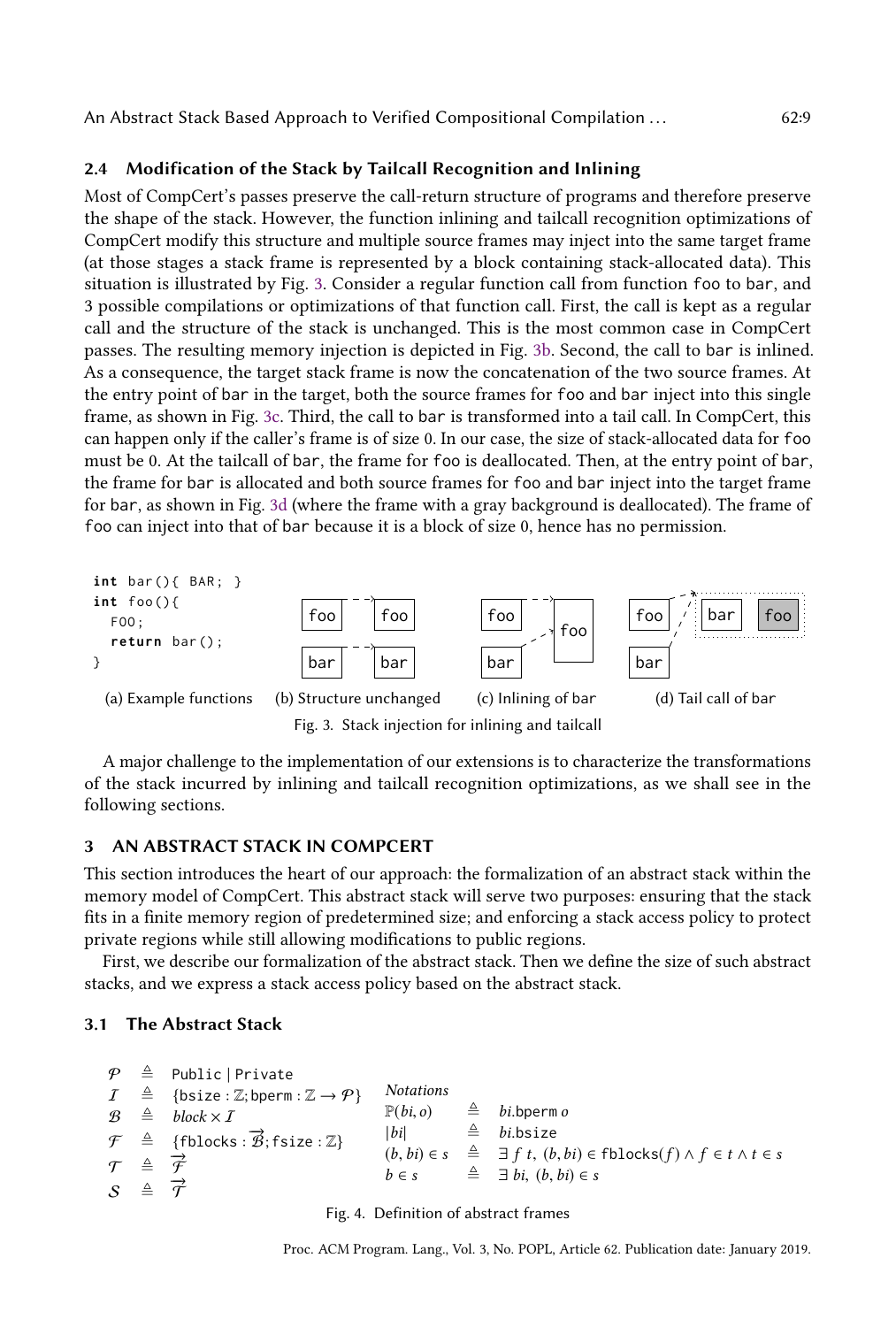### 2.4 Modification of the Stack by Tailcall Recognition and Inlining

Most of CompCert's passes preserve the call-return structure of programs and therefore preserve the shape of the stack. However, the function inlining and tailcall recognition optimizations of CompCert modify this structure and multiple source frames may inject into the same target frame (at those stages a stack frame is represented by a block containing stack-allocated data). This situation is illustrated by Fig. 3. Consider a regular function call from function `foo` to `bar`, and 3 possible compilations or optimizations of that function call. First, the call is kept as a regular call and the structure of the stack is unchanged. This is the most common case in CompCert passes. The resulting memory injection is depicted in Fig. 3b. Second, the call to `bar` is inlined. As a consequence, the target stack frame is now the concatenation of the two source frames. At the entry point of `bar` in the target, both the source frames for `foo` and `bar` inject into this single frame, as shown in Fig. 3c. Third, the call to `bar` is transformed into a tail call. In CompCert, this can happen only if the caller's frame is of size 0. In our case, the size of stack-allocated data for `foo` must be 0. At the tailcall of `bar`, the frame for `foo` is deallocated. Then, at the entry point of `bar`, the frame for `bar` is allocated and both source frames for `foo` and `bar` inject into the target frame for `bar`, as shown in Fig. 3d (where the frame with a gray background is deallocated). The frame of `foo` can inject into that of `bar` because it is a block of size 0, hence has no permission.

```
int bar(){ BAR; }
int foo(){
  FOO;
  return bar();
}
```

(a) Example functions (b) Structure unchanged (c) Inlining of bar (d) Tail call of bar

Fig. 3. Stack injection for inlining and tailcall

A major challenge to the implementation of our extensions is to characterize the transformations of the stack incurred by inlining and tailcall recognition optimizations, as we shall see in the following sections.

## 3 AN ABSTRACT STACK IN COMPCERT

This section introduces the heart of our approach: the formalization of an abstract stack within the memory model of CompCert. This abstract stack will serve two purposes: ensuring that the stack fits in a finite memory region of predetermined size; and enforcing a stack access policy to protect private regions while still allowing modifications to public regions.

First, we describe our formalization of the abstract stack. Then we define the size of such abstract stacks, and we express a stack access policy based on the abstract stack.

### 3.1 The Abstract Stack

$$
\begin{aligned}
\mathcal{P} &\triangleq \texttt{Public} \mid \texttt{Private} \\
\mathcal{I} &\triangleq \{\texttt{bsize} : \mathbb{Z}; \texttt{bperm} : \mathbb{Z} \to \mathcal{P}\} \\
\mathcal{B} &\triangleq \mathit{block} \times \mathcal{I} \\
\mathcal{F} &\triangleq \{\texttt{fblocks} : \overrightarrow{\mathcal{B}}; \texttt{fsize} : \mathbb{Z}\} \\
\mathcal{T} &\triangleq \overrightarrow{\mathcal{F}} \\
\mathcal{S} &\triangleq \overrightarrow{\mathcal{T}}
\end{aligned}
$$

*Notations*

$$
\begin{aligned}
\mathbb{P}(bi, o) &\triangleq bi.\texttt{bperm}\ o \\
|bi| &\triangleq bi.\texttt{bsize} \\
(b, bi) \in s &\triangleq \exists\, f\ t,\ (b, bi) \in \texttt{fblocks}(f) \land f \in t \land t \in s \\
b \in s &\triangleq \exists\, bi,\ (b, bi) \in s
\end{aligned}
$$

Fig. 4. Definition of abstract frames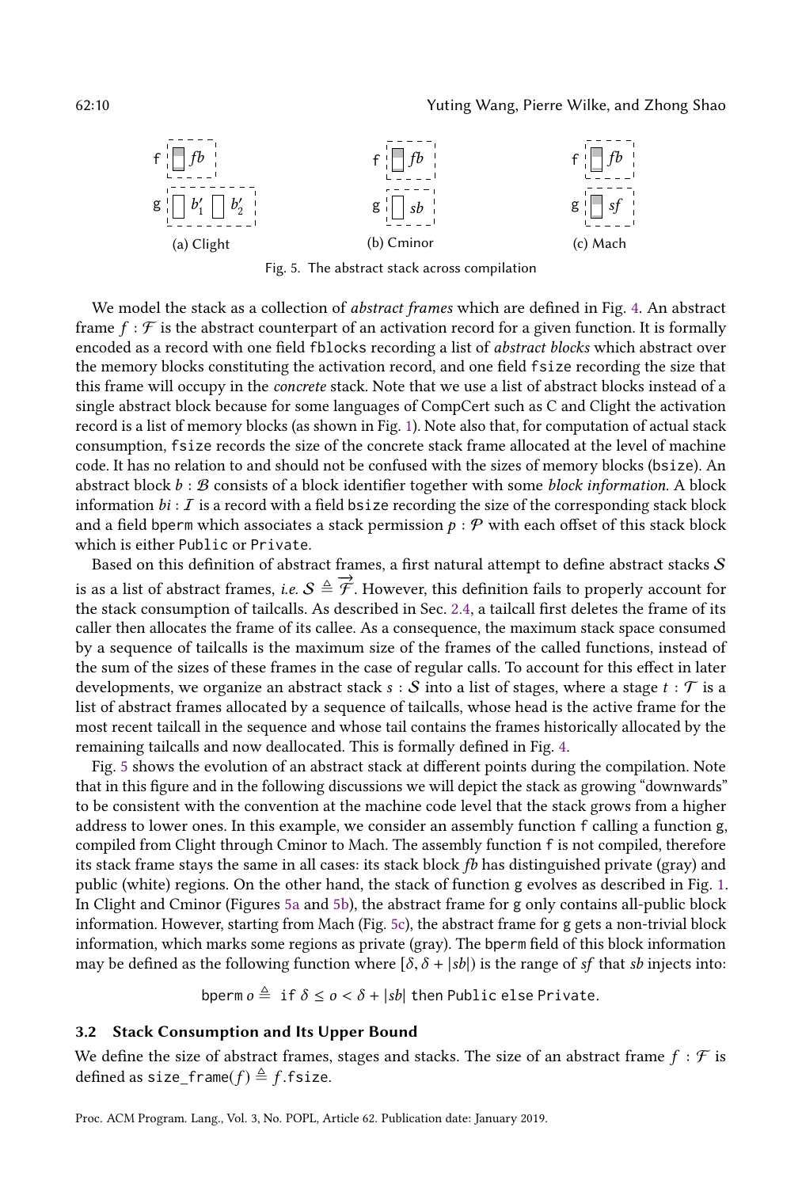(a) Clight (b) Cminor (c) Mach

Fig. 5. The abstract stack across compilation

We model the stack as a collection of *abstract frames* which are defined in Fig. 4. An abstract frame $f : \mathcal{F}$ is the abstract counterpart of an activation record for a given function. It is formally encoded as a record with one field `fblocks` recording a list of *abstract blocks* which abstract over the memory blocks constituting the activation record, and one field `fsize` recording the size that this frame will occupy in the *concrete* stack. Note that we use a list of abstract blocks instead of a single abstract block because for some languages of CompCert such as C and Clight the activation record is a list of memory blocks (as shown in Fig. 1). Note also that, for computation of actual stack consumption, `fsize` records the size of the concrete stack frame allocated at the level of machine code. It has no relation to and should not be confused with the sizes of memory blocks (`bsize`). An abstract block $b : \mathcal{B}$ consists of a block identifier together with some *block information*. A block information $bi : \mathcal{I}$ is a record with a field `bsize` recording the size of the corresponding stack block and a field `bperm` which associates a stack permission $p : \mathcal{P}$ with each offset of this stack block which is either `Public` or `Private`.

Based on this definition of abstract frames, a first natural attempt to define abstract stacks $\mathcal{S}$ is as a list of abstract frames, *i.e.* $\mathcal{S} \triangleq \overrightarrow{\mathcal{F}}$. However, this definition fails to properly account for the stack consumption of tailcalls. As described in Sec. 2.4, a tailcall first deletes the frame of its caller then allocates the frame of its callee. As a consequence, the maximum stack space consumed by a sequence of tailcalls is the maximum size of the frames of the called functions, instead of the sum of the sizes of these frames in the case of regular calls. To account for this effect in later developments, we organize an abstract stack $s : \mathcal{S}$ into a list of stages, where a stage $t : \mathcal{T}$ is a list of abstract frames allocated by a sequence of tailcalls, whose head is the active frame for the most recent tailcall in the sequence and whose tail contains the frames historically allocated by the remaining tailcalls and now deallocated. This is formally defined in Fig. 4.

Fig. 5 shows the evolution of an abstract stack at different points during the compilation. Note that in this figure and in the following discussions we will depict the stack as growing "downwards" to be consistent with the convention at the machine code level that the stack grows from a higher address to lower ones. In this example, we consider an assembly function `f` calling a function `g`, compiled from Clight through Cminor to Mach. The assembly function `f` is not compiled, therefore its stack frame stays the same in all cases: its stack block $fb$ has distinguished private (gray) and public (white) regions. On the other hand, the stack of function `g` evolves as described in Fig. 1. In Clight and Cminor (Figures 5a and 5b), the abstract frame for `g` only contains all-public block information. However, starting from Mach (Fig. 5c), the abstract frame for `g` gets a non-trivial block information, which marks some regions as private (gray). The `bperm` field of this block information may be defined as the following function where $[\delta, \delta + |sb|)$ is the range of $sf$ that $sb$ injects into:

$$\texttt{bperm}\ o \triangleq \texttt{ if } \delta \leq o < \delta + |sb| \texttt{ then Public else Private}.$$

### 3.2 Stack Consumption and Its Upper Bound

We define the size of abstract frames, stages and stacks. The size of an abstract frame $f : \mathcal{F}$ is defined as $\texttt{size\_frame}(f) \triangleq f.\texttt{fsize}$.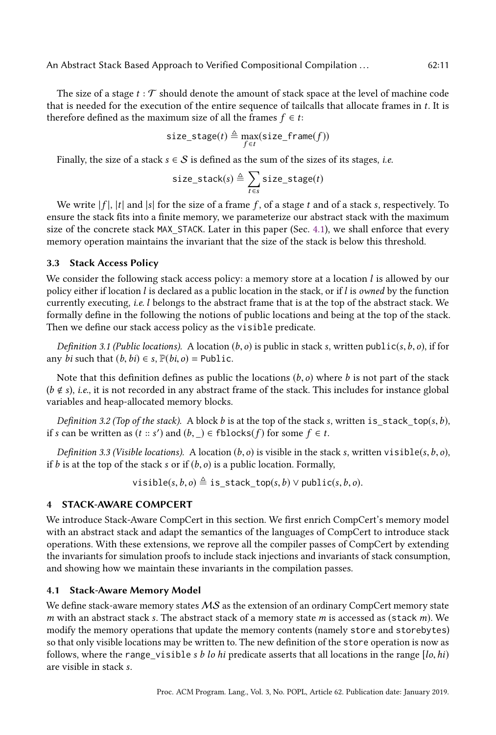The size of a stage $t : \mathcal{T}$ should denote the amount of stack space at the level of machine code that is needed for the execution of the entire sequence of tailcalls that allocate frames in $t$. It is therefore defined as the maximum size of all the frames $f \in t$:

$$\texttt{size\_stage}(t) \triangleq \max_{f \in t}(\texttt{size\_frame}(f))$$

Finally, the size of a stack $s \in \mathcal{S}$ is defined as the sum of the sizes of its stages, *i.e.*

$$\texttt{size\_stack}(s) \triangleq \sum_{t \in s} \texttt{size\_stage}(t)$$

We write $|f|$, $|t|$ and $|s|$ for the size of a frame $f$, of a stage $t$ and of a stack $s$, respectively. To ensure the stack fits into a finite memory, we parameterize our abstract stack with the maximum size of the concrete stack `MAX_STACK`. Later in this paper (Sec. 4.1), we shall enforce that every memory operation maintains the invariant that the size of the stack is below this threshold.

### 3.3 Stack Access Policy

We consider the following stack access policy: a memory store at a location $l$ is allowed by our policy either if location $l$ is declared as a public location in the stack, or if $l$ is *owned* by the function currently executing, *i.e.* $l$ belongs to the abstract frame that is at the top of the abstract stack. We formally define in the following the notions of public locations and being at the top of the stack. Then we define our stack access policy as the `visible` predicate.

*Definition 3.1 (Public locations).* A location $(b, o)$ is public in stack $s$, written $\texttt{public}(s, b, o)$, if for any $bi$ such that $(b, bi) \in s$, $\mathbb{P}(bi, o) = \texttt{Public}$.

Note that this definition defines as public the locations $(b, o)$ where $b$ is not part of the stack ($b \notin s$), *i.e.*, it is not recorded in any abstract frame of the stack. This includes for instance global variables and heap-allocated memory blocks.

*Definition 3.2 (Top of the stack).* A block $b$ is at the top of the stack $s$, written $\texttt{is\_stack\_top}(s, b)$, if $s$ can be written as $(t :: s')$ and $(b, \_) \in \texttt{fblocks}(f)$ for some $f \in t$.

*Definition 3.3 (Visible locations).* A location $(b, o)$ is visible in the stack $s$, written $\texttt{visible}(s, b, o)$, if $b$ is at the top of the stack $s$ or if $(b, o)$ is a public location. Formally,

$$\texttt{visible}(s, b, o) \triangleq \texttt{is\_stack\_top}(s, b) \lor \texttt{public}(s, b, o).$$

## 4 STACK-AWARE COMPCERT

We introduce Stack-Aware CompCert in this section. We first enrich CompCert's memory model with an abstract stack and adapt the semantics of the languages of CompCert to introduce stack operations. With these extensions, we reprove all the compiler passes of CompCert by extending the invariants for simulation proofs to include stack injections and invariants of stack consumption, and showing how we maintain these invariants in the compilation passes.

### 4.1 Stack-Aware Memory Model

We define stack-aware memory states $\mathcal{MS}$ as the extension of an ordinary CompCert memory state $m$ with an abstract stack $s$. The abstract stack of a memory state $m$ is accessed as (`stack` $m$). We modify the memory operations that update the memory contents (namely `store` and `storebytes`) so that only visible locations may be written to. The new definition of the `store` operation is now as follows, where the `range_visible` $s$ $b$ $lo$ $hi$ predicate asserts that all locations in the range $[lo, hi)$ are visible in stack $s$.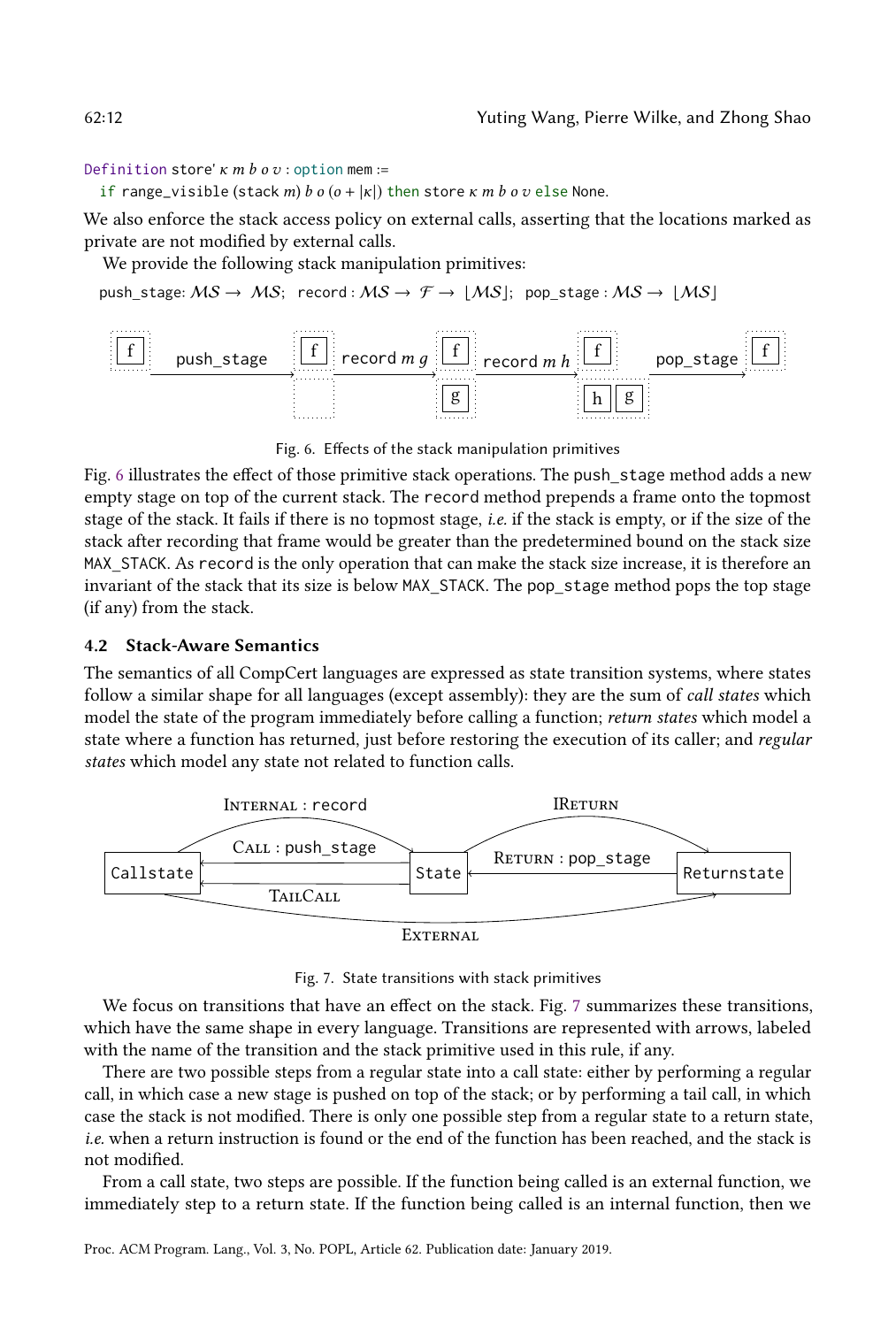```
Definition store' κ m b o v : option mem :=
  if range_visible (stack m) b o (o + |κ|) then store κ m b o v else None.
```

We also enforce the stack access policy on external calls, asserting that the locations marked as private are not modified by external calls.

We provide the following stack manipulation primitives:

push_stage: $\mathcal{MS} \to \mathcal{MS}$; record : $\mathcal{MS} \to \mathcal{F} \to \lfloor \mathcal{MS} \rfloor$; pop_stage : $\mathcal{MS} \to \lfloor \mathcal{MS} \rfloor$

Fig. 6. Effects of the stack manipulation primitives

Fig. 6 illustrates the effect of those primitive stack operations. The push_stage method adds a new empty stage on top of the current stack. The record method prepends a frame onto the topmost stage of the stack. It fails if there is no topmost stage, *i.e.* if the stack is empty, or if the size of the stack after recording that frame would be greater than the predetermined bound on the stack size MAX_STACK. As record is the only operation that can make the stack size increase, it is therefore an invariant of the stack that its size is below MAX_STACK. The pop_stage method pops the top stage (if any) from the stack.

### 4.2 Stack-Aware Semantics

The semantics of all CompCert languages are expressed as state transition systems, where states follow a similar shape for all languages (except assembly): they are the sum of *call states* which model the state of the program immediately before calling a function; *return states* which model a state where a function has returned, just before restoring the execution of its caller; and *regular states* which model any state not related to function calls.

Fig. 7. State transitions with stack primitives

We focus on transitions that have an effect on the stack. Fig. 7 summarizes these transitions, which have the same shape in every language. Transitions are represented with arrows, labeled with the name of the transition and the stack primitive used in this rule, if any.

There are two possible steps from a regular state into a call state: either by performing a regular call, in which case a new stage is pushed on top of the stack; or by performing a tail call, in which case the stack is not modified. There is only one possible step from a regular state to a return state, *i.e.* when a return instruction is found or the end of the function has been reached, and the stack is not modified.

From a call state, two steps are possible. If the function being called is an external function, we immediately step to a return state. If the function being called is an internal function, then we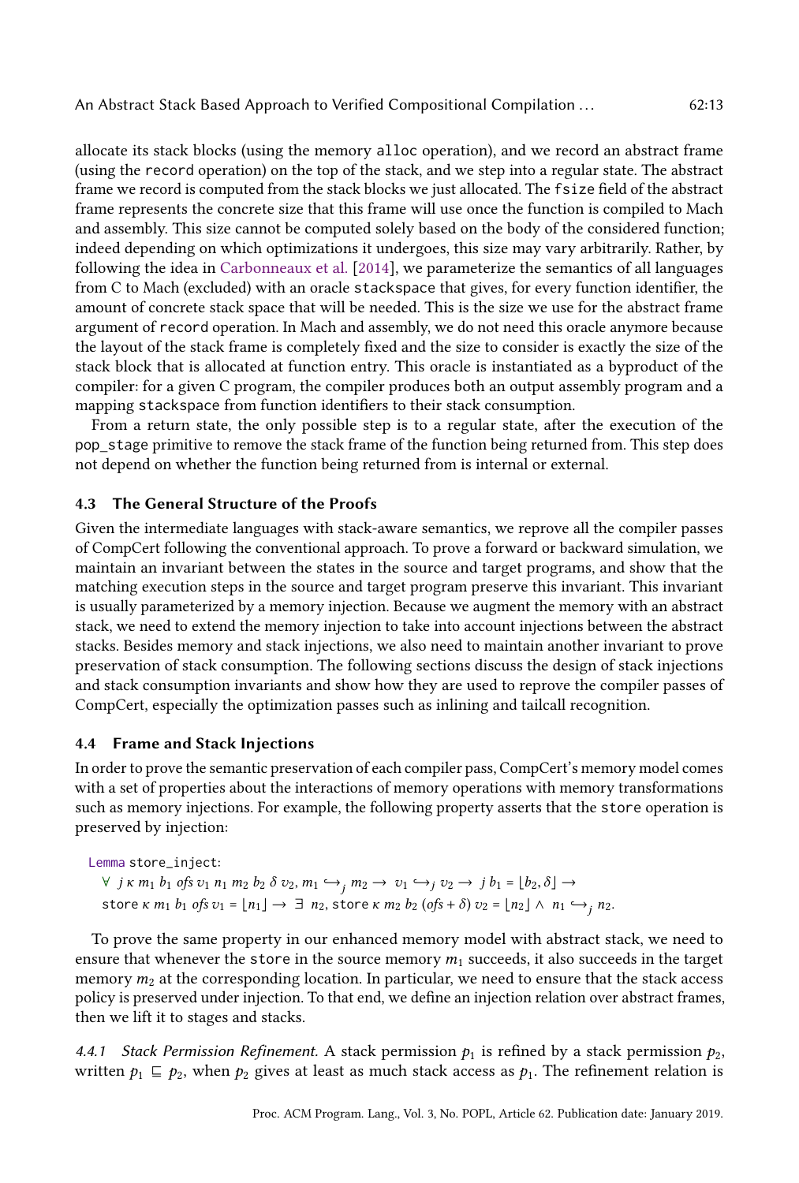allocate its stack blocks (using the memory `alloc` operation), and we record an abstract frame (using the `record` operation) on the top of the stack, and we step into a regular state. The abstract frame we record is computed from the stack blocks we just allocated. The `fsize` field of the abstract frame represents the concrete size that this frame will use once the function is compiled to Mach and assembly. This size cannot be computed solely based on the body of the considered function; indeed depending on which optimizations it undergoes, this size may vary arbitrarily. Rather, by following the idea in Carbonneaux et al. [2014], we parameterize the semantics of all languages from C to Mach (excluded) with an oracle `stackspace` that gives, for every function identifier, the amount of concrete stack space that will be needed. This is the size we use for the abstract frame argument of `record` operation. In Mach and assembly, we do not need this oracle anymore because the layout of the stack frame is completely fixed and the size to consider is exactly the size of the stack block that is allocated at function entry. This oracle is instantiated as a byproduct of the compiler: for a given C program, the compiler produces both an output assembly program and a mapping `stackspace` from function identifiers to their stack consumption.

From a return state, the only possible step is to a regular state, after the execution of the `pop_stage` primitive to remove the stack frame of the function being returned from. This step does not depend on whether the function being returned from is internal or external.

### 4.3 The General Structure of the Proofs

Given the intermediate languages with stack-aware semantics, we reprove all the compiler passes of CompCert following the conventional approach. To prove a forward or backward simulation, we maintain an invariant between the states in the source and target programs, and show that the matching execution steps in the source and target program preserve this invariant. This invariant is usually parameterized by a memory injection. Because we augment the memory with an abstract stack, we need to extend the memory injection to take into account injections between the abstract stacks. Besides memory and stack injections, we also need to maintain another invariant to prove preservation of stack consumption. The following sections discuss the design of stack injections and stack consumption invariants and show how they are used to reprove the compiler passes of CompCert, especially the optimization passes such as inlining and tailcall recognition.

### 4.4 Frame and Stack Injections

In order to prove the semantic preservation of each compiler pass, CompCert's memory model comes with a set of properties about the interactions of memory operations with memory transformations such as memory injections. For example, the following property asserts that the `store` operation is preserved by injection:

**Lemma** store_inject:
$\forall\ j\ \kappa\ m_1\ b_1\ ofs\ v_1\ n_1\ m_2\ b_2\ \delta\ v_2,\ m_1 \hookrightarrow_j m_2 \rightarrow\ v_1 \hookrightarrow_j v_2 \rightarrow\ j\ b_1 = \lfloor b_2, \delta \rfloor \rightarrow$
$\texttt{store}\ \kappa\ m_1\ b_1\ ofs\ v_1 = \lfloor n_1 \rfloor \rightarrow\ \exists\ n_2,\ \texttt{store}\ \kappa\ m_2\ b_2\ (ofs + \delta)\ v_2 = \lfloor n_2 \rfloor\ \wedge\ n_1 \hookrightarrow_j n_2.$

To prove the same property in our enhanced memory model with abstract stack, we need to ensure that whenever the `store` in the source memory $m_1$ succeeds, it also succeeds in the target memory $m_2$ at the corresponding location. In particular, we need to ensure that the stack access policy is preserved under injection. To that end, we define an injection relation over abstract frames, then we lift it to stages and stacks.

*4.4.1 Stack Permission Refinement.* A stack permission $p_1$ is refined by a stack permission $p_2$, written $p_1 \sqsubseteq p_2$, when $p_2$ gives at least as much stack access as $p_1$. The refinement relation is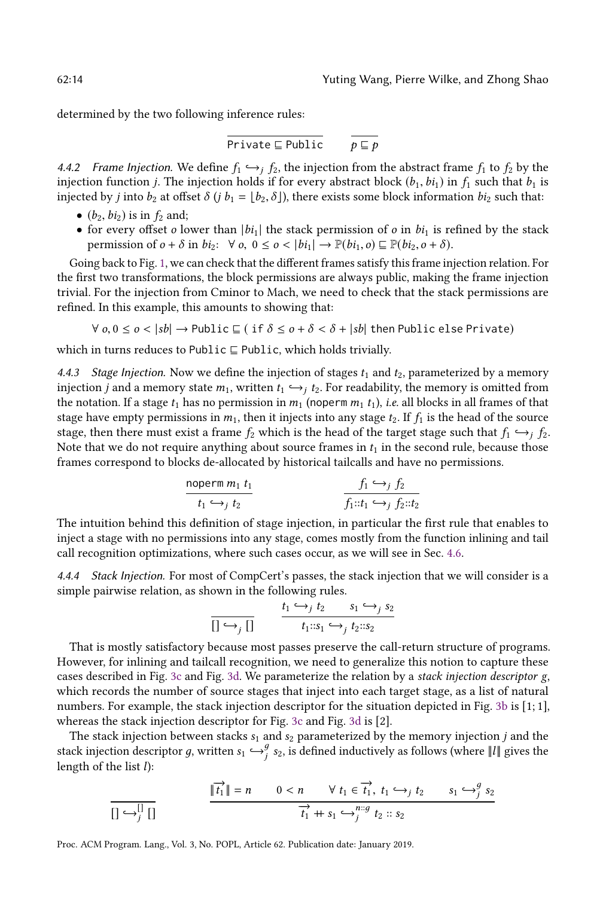determined by the two following inference rules:

$$\frac{}{\texttt{Private} \sqsubseteq \texttt{Public}} \qquad \frac{}{p \sqsubseteq p}$$

*4.4.2 Frame Injection.* We define $f_1 \hookrightarrow_j f_2$, the injection from the abstract frame $f_1$ to $f_2$ by the injection function $j$. The injection holds if for every abstract block $(b_1, bi_1)$ in $f_1$ such that $b_1$ is injected by $j$ into $b_2$ at offset $\delta$ ($j\ b_1 = \lfloor b_2, \delta \rfloor$), there exists some block information $bi_2$ such that:

- $(b_2, bi_2)$ is in $f_2$ and;
- for every offset $o$ lower than $|bi_1|$ the stack permission of $o$ in $bi_1$ is refined by the stack permission of $o + \delta$ in $bi_2$: $\forall\ o,\ 0 \leq o < |bi_1| \rightarrow \mathbb{P}(bi_1, o) \sqsubseteq \mathbb{P}(bi_2, o + \delta)$.

Going back to Fig. 1, we can check that the different frames satisfy this frame injection relation. For the first two transformations, the block permissions are always public, making the frame injection trivial. For the injection from Cminor to Mach, we need to check that the stack permissions are refined. In this example, this amounts to showing that:

$$\forall\ o, 0 \leq o < |sb| \rightarrow \texttt{Public} \sqsubseteq (\ \texttt{if}\ \delta \leq o + \delta < \delta + |sb|\ \texttt{then Public else Private})$$

which in turns reduces to $\texttt{Public} \sqsubseteq \texttt{Public}$, which holds trivially.

*4.4.3 Stage Injection.* Now we define the injection of stages $t_1$ and $t_2$, parameterized by a memory injection $j$ and a memory state $m_1$, written $t_1 \hookrightarrow_j t_2$. For readability, the memory is omitted from the notation. If a stage $t_1$ has no permission in $m_1$ ($\texttt{noperm}\ m_1\ t_1$), *i.e.* all blocks in all frames of that stage have empty permissions in $m_1$, then it injects into any stage $t_2$. If $f_1$ is the head of the source stage, then there must exist a frame $f_2$ which is the head of the target stage such that $f_1 \hookrightarrow_j f_2$. Note that we do not require anything about source frames in $t_1$ in the second rule, because those frames correspond to blocks de-allocated by historical tailcalls and have no permissions.

$$\frac{\texttt{noperm}\ m_1\ t_1}{t_1 \hookrightarrow_j t_2} \qquad \frac{f_1 \hookrightarrow_j f_2}{f_1{::}t_1 \hookrightarrow_j f_2{::}t_2}$$

The intuition behind this definition of stage injection, in particular the first rule that enables to inject a stage with no permissions into any stage, comes mostly from the function inlining and tail call recognition optimizations, where such cases occur, as we will see in Sec. 4.6.

*4.4.4 Stack Injection.* For most of CompCert's passes, the stack injection that we will consider is a simple pairwise relation, as shown in the following rules.

$$\frac{}{[] \hookrightarrow_j []} \qquad \frac{t_1 \hookrightarrow_j t_2 \qquad s_1 \hookrightarrow_j s_2}{t_1{::}s_1 \hookrightarrow_j t_2{::}s_2}$$

That is mostly satisfactory because most passes preserve the call-return structure of programs. However, for inlining and tailcall recognition, we need to generalize this notion to capture these cases described in Fig. 3c and Fig. 3d. We parameterize the relation by a *stack injection descriptor* $g$, which records the number of source stages that inject into each target stage, as a list of natural numbers. For example, the stack injection descriptor for the situation depicted in Fig. 3b is [1; 1], whereas the stack injection descriptor for Fig. 3c and Fig. 3d is [2].

The stack injection between stacks $s_1$ and $s_2$ parameterized by the memory injection $j$ and the stack injection descriptor $g$, written $s_1 \hookrightarrow_j^g s_2$, is defined inductively as follows (where $\|l\|$ gives the length of the list $l$):

$$\frac{}{[] \hookrightarrow_j^{[]} []} \qquad \frac{\|\overrightarrow{t_1}\| = n \qquad 0 < n \qquad \forall\ t_1 \in \overrightarrow{t_1},\ t_1 \hookrightarrow_j t_2 \qquad s_1 \hookrightarrow_j^g s_2}{\overrightarrow{t_1} \mathbin{+\!\!+} s_1 \hookrightarrow_j^{n::g} t_2 :: s_2}$$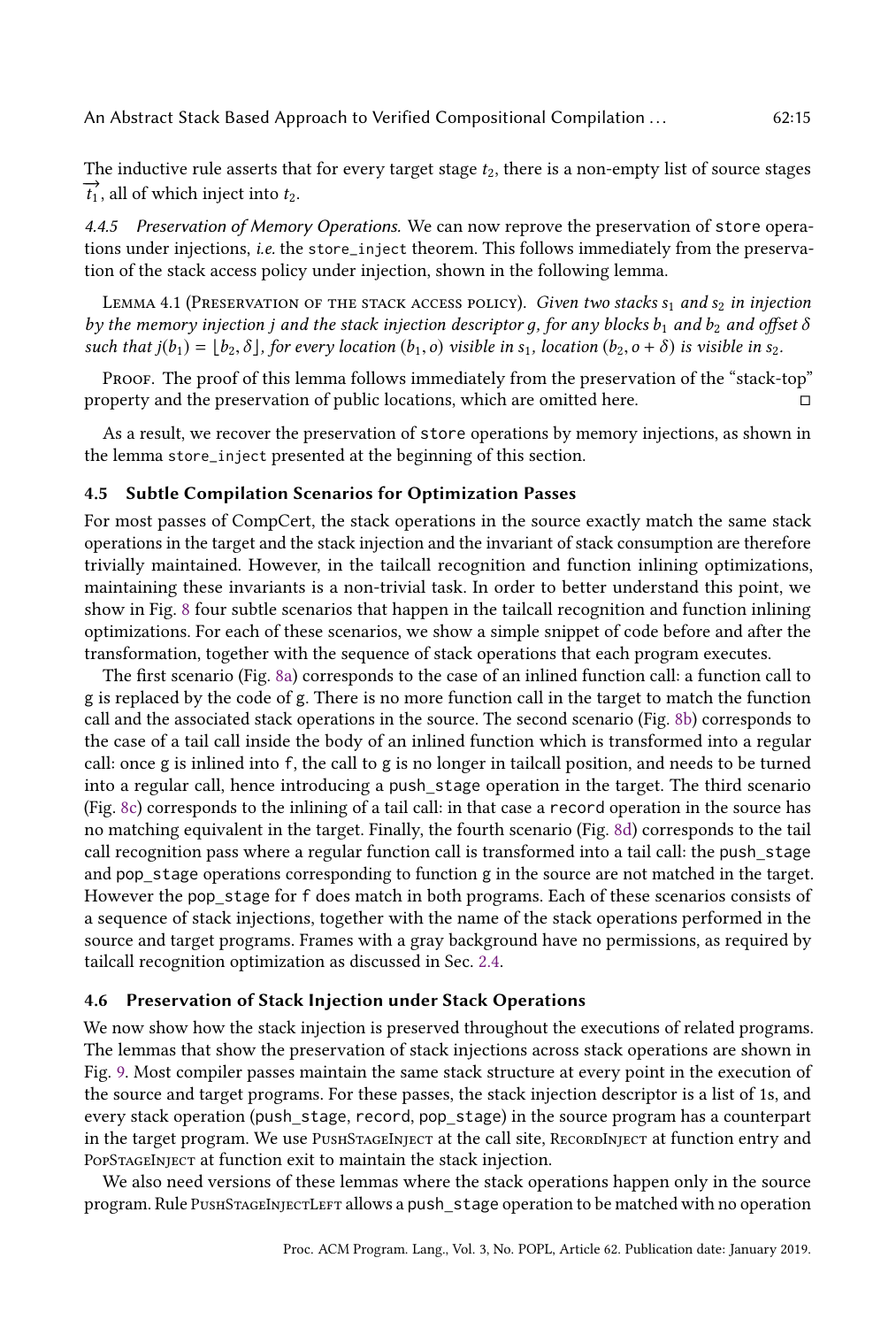The inductive rule asserts that for every target stage $t_2$, there is a non-empty list of source stages $\overrightarrow{t_1}$, all of which inject into $t_2$.

*4.4.5 Preservation of Memory Operations.* We can now reprove the preservation of `store` operations under injections, *i.e.* the `store_inject` theorem. This follows immediately from the preservation of the stack access policy under injection, shown in the following lemma.

Lemma 4.1 (Preservation of the stack access policy). *Given two stacks $s_1$ and $s_2$ in injection by the memory injection $j$ and the stack injection descriptor $g$, for any blocks $b_1$ and $b_2$ and offset $\delta$ such that $j(b_1) = \lfloor b_2, \delta \rfloor$, for every location $(b_1, o)$ visible in $s_1$, location $(b_2, o + \delta)$ is visible in $s_2$.*

Proof. The proof of this lemma follows immediately from the preservation of the "stack-top" property and the preservation of public locations, which are omitted here. □

As a result, we recover the preservation of `store` operations by memory injections, as shown in the lemma `store_inject` presented at the beginning of this section.

### 4.5 Subtle Compilation Scenarios for Optimization Passes

For most passes of CompCert, the stack operations in the source exactly match the same stack operations in the target and the stack injection and the invariant of stack consumption are therefore trivially maintained. However, in the tailcall recognition and function inlining optimizations, maintaining these invariants is a non-trivial task. In order to better understand this point, we show in Fig. 8 four subtle scenarios that happen in the tailcall recognition and function inlining optimizations. For each of these scenarios, we show a simple snippet of code before and after the transformation, together with the sequence of stack operations that each program executes.

The first scenario (Fig. 8a) corresponds to the case of an inlined function call: a function call to g is replaced by the code of g. There is no more function call in the target to match the function call and the associated stack operations in the source. The second scenario (Fig. 8b) corresponds to the case of a tail call inside the body of an inlined function which is transformed into a regular call: once g is inlined into f, the call to g is no longer in tailcall position, and needs to be turned into a regular call, hence introducing a `push_stage` operation in the target. The third scenario (Fig. 8c) corresponds to the inlining of a tail call: in that case a `record` operation in the source has no matching equivalent in the target. Finally, the fourth scenario (Fig. 8d) corresponds to the tail call recognition pass where a regular function call is transformed into a tail call: the `push_stage` and `pop_stage` operations corresponding to function g in the source are not matched in the target. However the `pop_stage` for f does match in both programs. Each of these scenarios consists of a sequence of stack injections, together with the name of the stack operations performed in the source and target programs. Frames with a gray background have no permissions, as required by tailcall recognition optimization as discussed in Sec. 2.4.

### 4.6 Preservation of Stack Injection under Stack Operations

We now show how the stack injection is preserved throughout the executions of related programs. The lemmas that show the preservation of stack injections across stack operations are shown in Fig. 9. Most compiler passes maintain the same stack structure at every point in the execution of the source and target programs. For these passes, the stack injection descriptor is a list of 1s, and every stack operation (`push_stage`, `record`, `pop_stage`) in the source program has a counterpart in the target program. We use PushStageInject at the call site, RecordInject at function entry and PopStageInject at function exit to maintain the stack injection.

We also need versions of these lemmas where the stack operations happen only in the source program. Rule PushStageInjectLeft allows a `push_stage` operation to be matched with no operation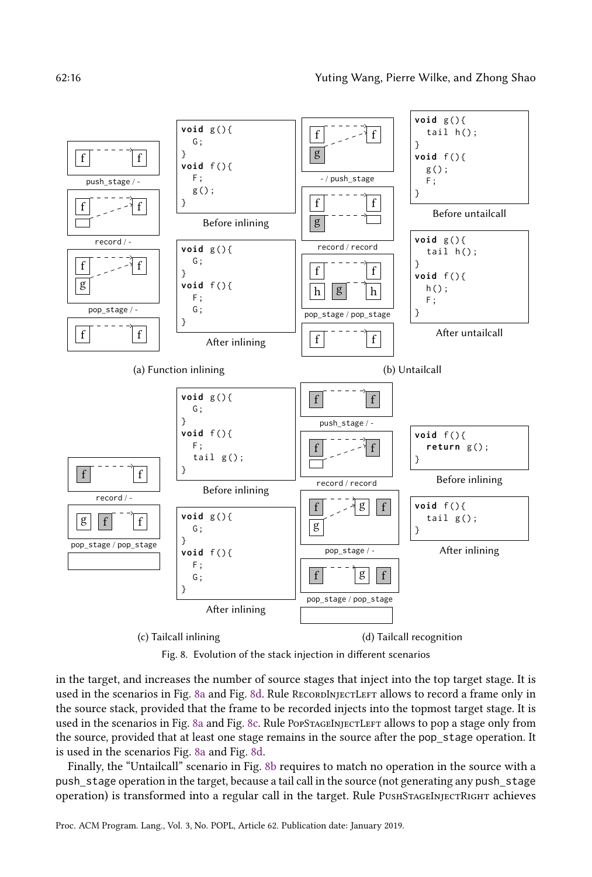```
void g(){
  G;
}
void f(){
  F;
  g();
}
```

Before inlining

```
void g(){
  G;
}
void f(){
  F;
  G;
}
```

After inlining

push_stage / -

record / -

pop_stage / -

(a) Function inlining

- / push_stage

record / record

pop_stage / pop_stage

```
void g(){
  tail h();
}
void f(){
  g();
  F;
}
```

Before untailcall

```
void g(){
  tail h();
}
void f(){
  h();
  F;
}
```

After untailcall

(b) Untailcall

record / -

pop_stage / pop_stage

```
void g(){
  G;
}
void f(){
  F;
  tail g();
}
```

Before inlining

```
void g(){
  G;
}
void f(){
  F;
  G;
}
```

After inlining

(c) Tailcall inlining

push_stage / -

record / record

pop_stage / -

pop_stage / pop_stage

```
void f(){
  return g();
}
```

Before inlining

```
void f(){
  tail g();
}
```

After inlining

(d) Tailcall recognition

Fig. 8. Evolution of the stack injection in different scenarios

in the target, and increases the number of source stages that inject into the top target stage. It is used in the scenarios in Fig. 8a and Fig. 8d. Rule RecordInjectLeft allows to record a frame only in the source stack, provided that the frame to be recorded injects into the topmost target stage. It is used in the scenarios in Fig. 8a and Fig. 8c. Rule PopStageInjectLeft allows to pop a stage only from the source, provided that at least one stage remains in the source after the pop_stage operation. It is used in the scenarios Fig. 8a and Fig. 8d.

Finally, the "Untailcall" scenario in Fig. 8b requires to match no operation in the source with a push_stage operation in the target, because a tail call in the source (not generating any push_stage operation) is transformed into a regular call in the target. Rule PushStageInjectRight achieves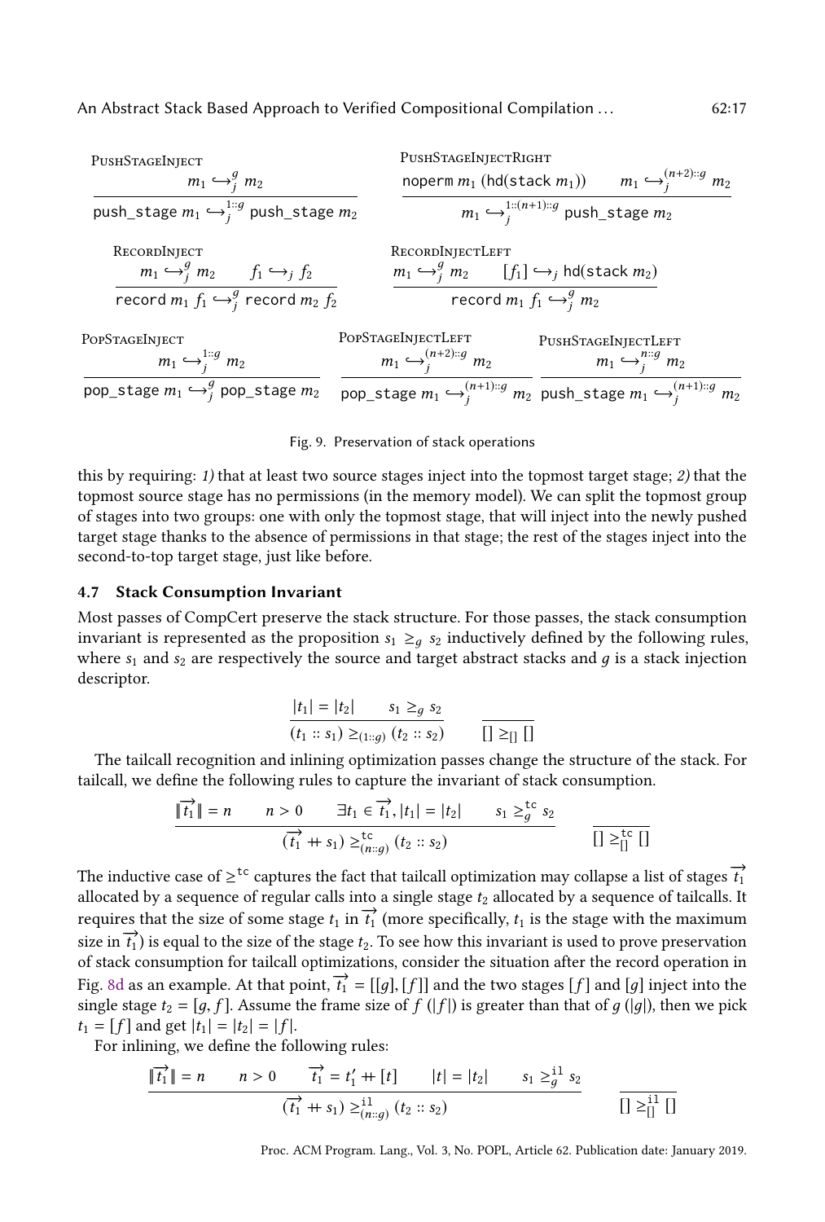**PushStageInject**

$$\frac{m_1 \hookrightarrow_j^{g} m_2}{\texttt{push\_stage}\ m_1 \hookrightarrow_j^{1::g} \texttt{push\_stage}\ m_2}$$

**PushStageInjectRight**

$$\frac{\texttt{noperm}\ m_1\ (\texttt{hd}(\texttt{stack}\ m_1)) \qquad m_1 \hookrightarrow_j^{(n+2)::g} m_2}{m_1 \hookrightarrow_j^{1::(n+1)::g} \texttt{push\_stage}\ m_2}$$

**RecordInject**

$$\frac{m_1 \hookrightarrow_j^{g} m_2 \qquad f_1 \hookrightarrow_j f_2}{\texttt{record}\ m_1\ f_1 \hookrightarrow_j^{g} \texttt{record}\ m_2\ f_2}$$

**RecordInjectLeft**

$$\frac{m_1 \hookrightarrow_j^{g} m_2 \qquad [f_1] \hookrightarrow_j \texttt{hd}(\texttt{stack}\ m_2)}{\texttt{record}\ m_1\ f_1 \hookrightarrow_j^{g} m_2}$$

**PopStageInject**

$$\frac{m_1 \hookrightarrow_j^{1::g} m_2}{\texttt{pop\_stage}\ m_1 \hookrightarrow_j^{g} \texttt{pop\_stage}\ m_2}$$

**PopStageInjectLeft**

$$\frac{m_1 \hookrightarrow_j^{(n+2)::g} m_2}{\texttt{pop\_stage}\ m_1 \hookrightarrow_j^{(n+1)::g} m_2}$$

**PushStageInjectLeft**

$$\frac{m_1 \hookrightarrow_j^{n::g} m_2}{\texttt{push\_stage}\ m_1 \hookrightarrow_j^{(n+1)::g} m_2}$$

Fig. 9. Preservation of stack operations

this by requiring: *1)* that at least two source stages inject into the topmost target stage; *2)* that the topmost source stage has no permissions (in the memory model). We can split the topmost group of stages into two groups: one with only the topmost stage, that will inject into the newly pushed target stage thanks to the absence of permissions in that stage; the rest of the stages inject into the second-to-top target stage, just like before.

### 4.7 Stack Consumption Invariant

Most passes of CompCert preserve the stack structure. For those passes, the stack consumption invariant is represented as the proposition $s_1 \geq_g s_2$ inductively defined by the following rules, where $s_1$ and $s_2$ are respectively the source and target abstract stacks and $g$ is a stack injection descriptor.

$$\frac{|t_1| = |t_2| \qquad s_1 \geq_g s_2}{(t_1 :: s_1) \geq_{(1::g)} (t_2 :: s_2)} \qquad \frac{}{[] \geq_{[]} []}$$

The tailcall recognition and inlining optimization passes change the structure of the stack. For tailcall, we define the following rules to capture the invariant of stack consumption.

$$\frac{\|\overrightarrow{t_1}\| = n \qquad n > 0 \qquad \exists t_1 \in \overrightarrow{t_1}, |t_1| = |t_2| \qquad s_1 \geq_g^{\texttt{tc}} s_2}{(\overrightarrow{t_1} +\!\!+ s_1) \geq_{(n::g)}^{\texttt{tc}} (t_2 :: s_2)} \qquad \frac{}{[] \geq_{[]}^{\texttt{tc}} []}$$

The inductive case of $\geq^{\texttt{tc}}$ captures the fact that tailcall optimization may collapse a list of stages $\overrightarrow{t_1}$ allocated by a sequence of regular calls into a single stage $t_2$ allocated by a sequence of tailcalls. It requires that the size of some stage $t_1$ in $\overrightarrow{t_1}$ (more specifically, $t_1$ is the stage with the maximum size in $\overrightarrow{t_1}$) is equal to the size of the stage $t_2$. To see how this invariant is used to prove preservation of stack consumption for tailcall optimizations, consider the situation after the record operation in Fig. 8d as an example. At that point, $\overrightarrow{t_1} = [[g], [f]]$ and the two stages $[f]$ and $[g]$ inject into the single stage $t_2 = [g, f]$. Assume the frame size of $f$ ($|f|$) is greater than that of $g$ ($|g|$), then we pick $t_1 = [f]$ and get $|t_1| = |t_2| = |f|$.

For inlining, we define the following rules:

$$\frac{\|\overrightarrow{t_1}\| = n \qquad n > 0 \qquad \overrightarrow{t_1} = t_1' +\!\!+ [t] \qquad |t| = |t_2| \qquad s_1 \geq_g^{\texttt{il}} s_2}{(\overrightarrow{t_1} +\!\!+ s_1) \geq_{(n::g)}^{\texttt{il}} (t_2 :: s_2)} \qquad \frac{}{[] \geq_{[]}^{\texttt{il}} []}$$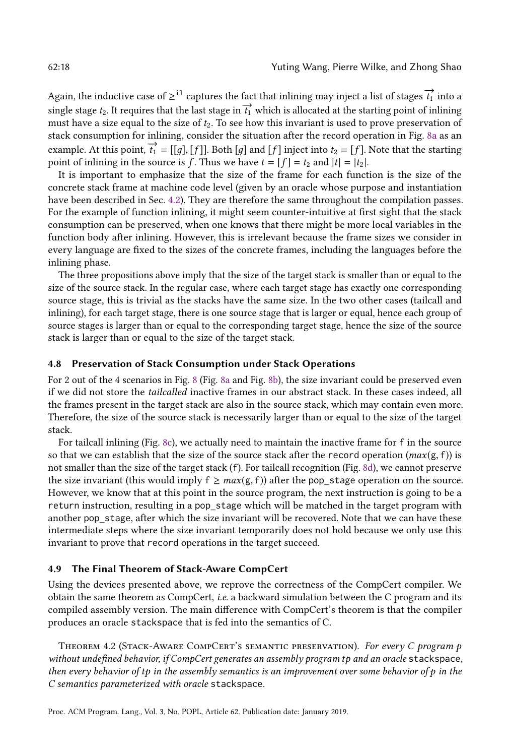Again, the inductive case of $\geq^{\text{il}}$ captures the fact that inlining may inject a list of stages $\overrightarrow{t_1}$ into a single stage $t_2$. It requires that the last stage in $\overrightarrow{t_1}$ which is allocated at the starting point of inlining must have a size equal to the size of $t_2$. To see how this invariant is used to prove preservation of stack consumption for inlining, consider the situation after the record operation in Fig. 8a as an example. At this point, $\overrightarrow{t_1} = [[g], [f]]$. Both $[g]$ and $[f]$ inject into $t_2 = [f]$. Note that the starting point of inlining in the source is $f$. Thus we have $t = [f] = t_2$ and $|t| = |t_2|$.

It is important to emphasize that the size of the frame for each function is the size of the concrete stack frame at machine code level (given by an oracle whose purpose and instantiation have been described in Sec. 4.2). They are therefore the same throughout the compilation passes. For the example of function inlining, it might seem counter-intuitive at first sight that the stack consumption can be preserved, when one knows that there might be more local variables in the function body after inlining. However, this is irrelevant because the frame sizes we consider in every language are fixed to the sizes of the concrete frames, including the languages before the inlining phase.

The three propositions above imply that the size of the target stack is smaller than or equal to the size of the source stack. In the regular case, where each target stage has exactly one corresponding source stage, this is trivial as the stacks have the same size. In the two other cases (tailcall and inlining), for each target stage, there is one source stage that is larger or equal, hence each group of source stages is larger than or equal to the corresponding target stage, hence the size of the source stack is larger than or equal to the size of the target stack.

### 4.8 Preservation of Stack Consumption under Stack Operations

For 2 out of the 4 scenarios in Fig. 8 (Fig. 8a and Fig. 8b), the size invariant could be preserved even if we did not store the *tailcalled* inactive frames in our abstract stack. In these cases indeed, all the frames present in the target stack are also in the source stack, which may contain even more. Therefore, the size of the source stack is necessarily larger than or equal to the size of the target stack.

For tailcall inlining (Fig. 8c), we actually need to maintain the inactive frame for `f` in the source so that we can establish that the size of the source stack after the `record` operation ($max$(`g`, `f`)) is not smaller than the size of the target stack (`f`). For tailcall recognition (Fig. 8d), we cannot preserve the size invariant (this would imply `f` $\geq max$(`g`, `f`)) after the `pop_stage` operation on the source. However, we know that at this point in the source program, the next instruction is going to be a `return` instruction, resulting in a `pop_stage` which will be matched in the target program with another `pop_stage`, after which the size invariant will be recovered. Note that we can have these intermediate steps where the size invariant temporarily does not hold because we only use this invariant to prove that `record` operations in the target succeed.

### 4.9 The Final Theorem of Stack-Aware CompCert

Using the devices presented above, we reprove the correctness of the CompCert compiler. We obtain the same theorem as CompCert, *i.e.* a backward simulation between the C program and its compiled assembly version. The main difference with CompCert's theorem is that the compiler produces an oracle `stackspace` that is fed into the semantics of C.

Theorem 4.2 (Stack-Aware CompCert's semantic preservation). *For every C program p without undefined behavior, if CompCert generates an assembly program tp and an oracle* `stackspace`*, then every behavior of tp in the assembly semantics is an improvement over some behavior of p in the C semantics parameterized with oracle* `stackspace`*.*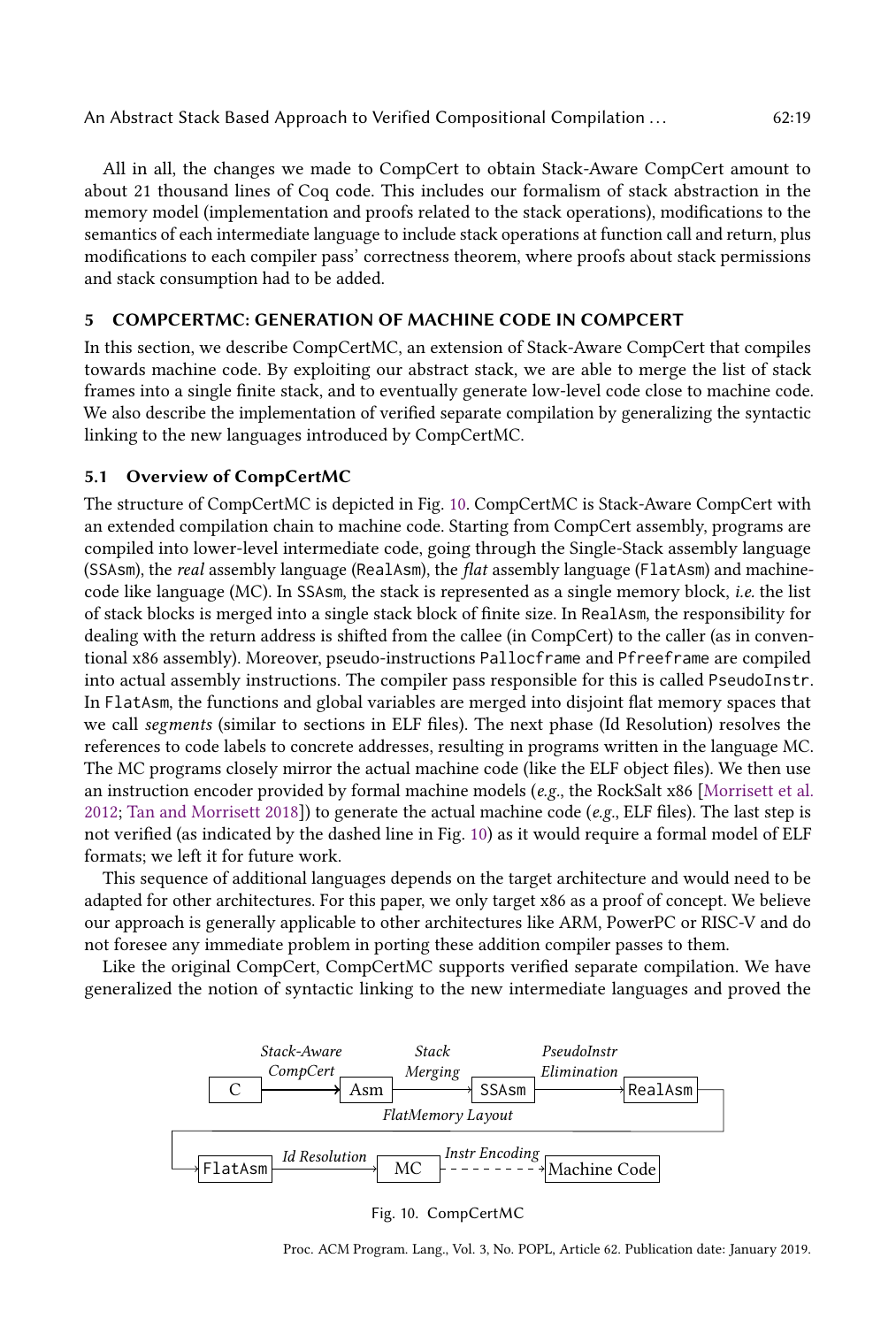All in all, the changes we made to CompCert to obtain Stack-Aware CompCert amount to about 21 thousand lines of Coq code. This includes our formalism of stack abstraction in the memory model (implementation and proofs related to the stack operations), modifications to the semantics of each intermediate language to include stack operations at function call and return, plus modifications to each compiler pass' correctness theorem, where proofs about stack permissions and stack consumption had to be added.

## 5 COMPCERTMC: GENERATION OF MACHINE CODE IN COMPCERT

In this section, we describe CompCertMC, an extension of Stack-Aware CompCert that compiles towards machine code. By exploiting our abstract stack, we are able to merge the list of stack frames into a single finite stack, and to eventually generate low-level code close to machine code. We also describe the implementation of verified separate compilation by generalizing the syntactic linking to the new languages introduced by CompCertMC.

### 5.1 Overview of CompCertMC

The structure of CompCertMC is depicted in Fig. 10. CompCertMC is Stack-Aware CompCert with an extended compilation chain to machine code. Starting from CompCert assembly, programs are compiled into lower-level intermediate code, going through the Single-Stack assembly language (`SSAsm`), the *real* assembly language (`RealAsm`), the *flat* assembly language (`FlatAsm`) and machine-code like language (MC). In `SSAsm`, the stack is represented as a single memory block, *i.e.* the list of stack blocks is merged into a single stack block of finite size. In `RealAsm`, the responsibility for dealing with the return address is shifted from the callee (in CompCert) to the caller (as in conventional x86 assembly). Moreover, pseudo-instructions `Pallocframe` and `Pfreeframe` are compiled into actual assembly instructions. The compiler pass responsible for this is called `PseudoInstr`. In `FlatAsm`, the functions and global variables are merged into disjoint flat memory spaces that we call *segments* (similar to sections in ELF files). The next phase (Id Resolution) resolves the references to code labels to concrete addresses, resulting in programs written in the language MC. The MC programs closely mirror the actual machine code (like the ELF object files). We then use an instruction encoder provided by formal machine models (*e.g.*, the RockSalt x86 [Morrisett et al. 2012; Tan and Morrisett 2018]) to generate the actual machine code (*e.g.*, ELF files). The last step is not verified (as indicated by the dashed line in Fig. 10) as it would require a formal model of ELF formats; we left it for future work.

This sequence of additional languages depends on the target architecture and would need to be adapted for other architectures. For this paper, we only target x86 as a proof of concept. We believe our approach is generally applicable to other architectures like ARM, PowerPC or RISC-V and do not foresee any immediate problem in porting these addition compiler passes to them.

Like the original CompCert, CompCertMC supports verified separate compilation. We have generalized the notion of syntactic linking to the new intermediate languages and proved the

```
       Stack-Aware            Stack           PseudoInstr
        CompCert             Merging          Elimination
  C  ============>  Asm  ----------->  SSAsm  ----------->  RealAsm
                          FlatMemory Layout                     |
  +-------------------------------------------------------------+
  |
  +-> FlatAsm  --Id Resolution-->  MC  - - Instr Encoding - - >  Machine Code
```

Fig. 10. CompCertMC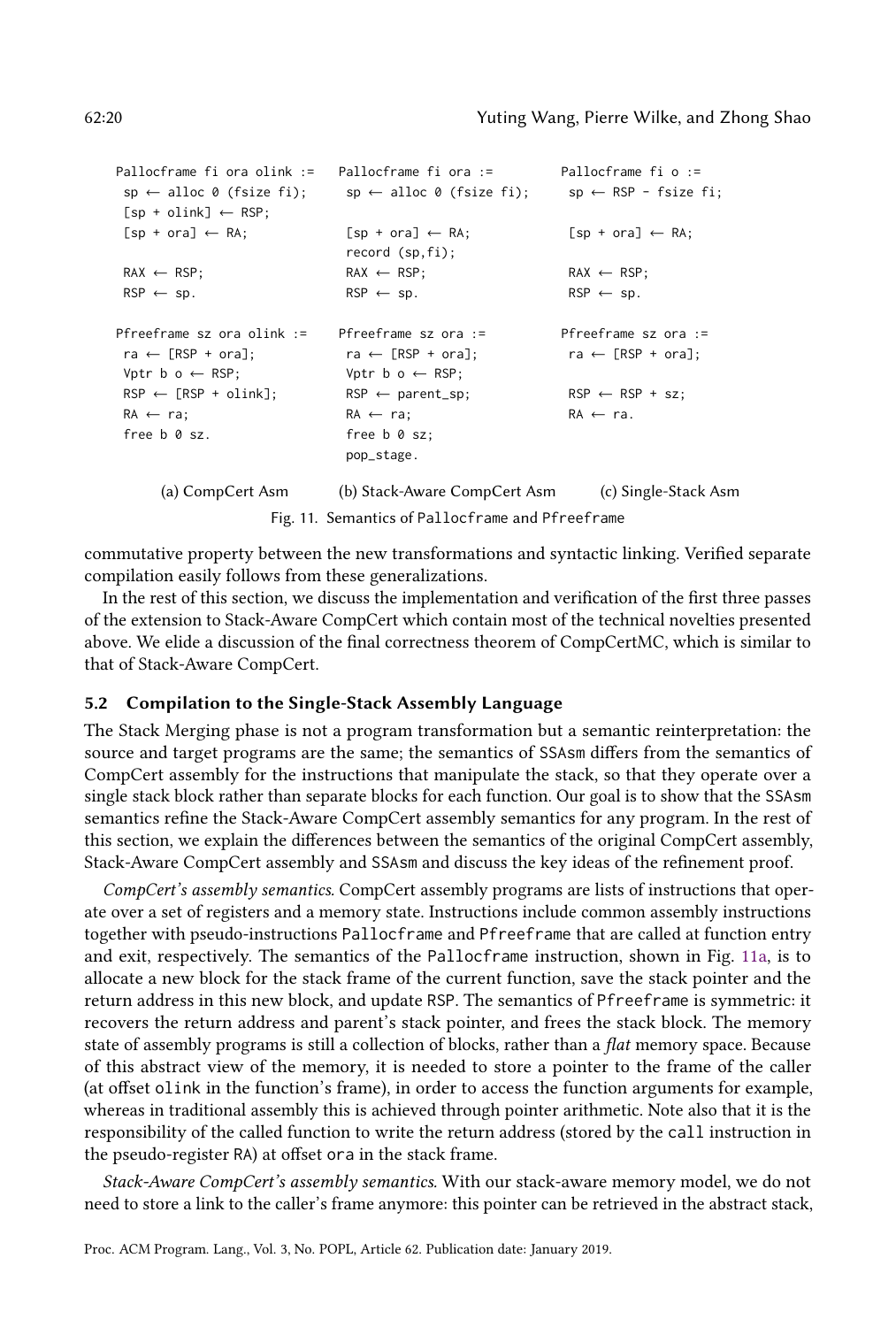```
Pallocframe fi ora olink :=
 sp ← alloc 0 (fsize fi);
 [sp + olink] ← RSP;
 [sp + ora] ← RA;

 RAX ← RSP;
 RSP ← sp.

Pfreeframe sz ora olink :=
 ra ← [RSP + ora];
 Vptr b o ← RSP;
 RSP ← [RSP + olink];
 RA ← ra;
 free b 0 sz.
```

(a) CompCert Asm

```
Pallocframe fi ora :=
 sp ← alloc 0 (fsize fi);

 [sp + ora] ← RA;
 record (sp,fi);
 RAX ← RSP;
 RSP ← sp.

Pfreeframe sz ora :=
 ra ← [RSP + ora];
 Vptr b o ← RSP;
 RSP ← parent_sp;
 RA ← ra;
 free b 0 sz;
 pop_stage.
```

(b) Stack-Aware CompCert Asm

```
Pallocframe fi o :=
 sp ← RSP - fsize fi;

 [sp + ora] ← RA;

 RAX ← RSP;
 RSP ← sp.

Pfreeframe sz ora :=
 ra ← [RSP + ora];

 RSP ← RSP + sz;
 RA ← ra.
```

(c) Single-Stack Asm

Fig. 11. Semantics of Pallocframe and Pfreeframe

commutative property between the new transformations and syntactic linking. Verified separate compilation easily follows from these generalizations.

In the rest of this section, we discuss the implementation and verification of the first three passes of the extension to Stack-Aware CompCert which contain most of the technical novelties presented above. We elide a discussion of the final correctness theorem of CompCertMC, which is similar to that of Stack-Aware CompCert.

### 5.2 Compilation to the Single-Stack Assembly Language

The Stack Merging phase is not a program transformation but a semantic reinterpretation: the source and target programs are the same; the semantics of SSAsm differs from the semantics of CompCert assembly for the instructions that manipulate the stack, so that they operate over a single stack block rather than separate blocks for each function. Our goal is to show that the SSAsm semantics refine the Stack-Aware CompCert assembly semantics for any program. In the rest of this section, we explain the differences between the semantics of the original CompCert assembly, Stack-Aware CompCert assembly and SSAsm and discuss the key ideas of the refinement proof.

*CompCert's assembly semantics.* CompCert assembly programs are lists of instructions that operate over a set of registers and a memory state. Instructions include common assembly instructions together with pseudo-instructions Pallocframe and Pfreeframe that are called at function entry and exit, respectively. The semantics of the Pallocframe instruction, shown in Fig. 11a, is to allocate a new block for the stack frame of the current function, save the stack pointer and the return address in this new block, and update RSP. The semantics of Pfreeframe is symmetric: it recovers the return address and parent's stack pointer, and frees the stack block. The memory state of assembly programs is still a collection of blocks, rather than a *flat* memory space. Because of this abstract view of the memory, it is needed to store a pointer to the frame of the caller (at offset olink in the function's frame), in order to access the function arguments for example, whereas in traditional assembly this is achieved through pointer arithmetic. Note also that it is the responsibility of the called function to write the return address (stored by the call instruction in the pseudo-register RA) at offset ora in the stack frame.

*Stack-Aware CompCert's assembly semantics.* With our stack-aware memory model, we do not need to store a link to the caller's frame anymore: this pointer can be retrieved in the abstract stack,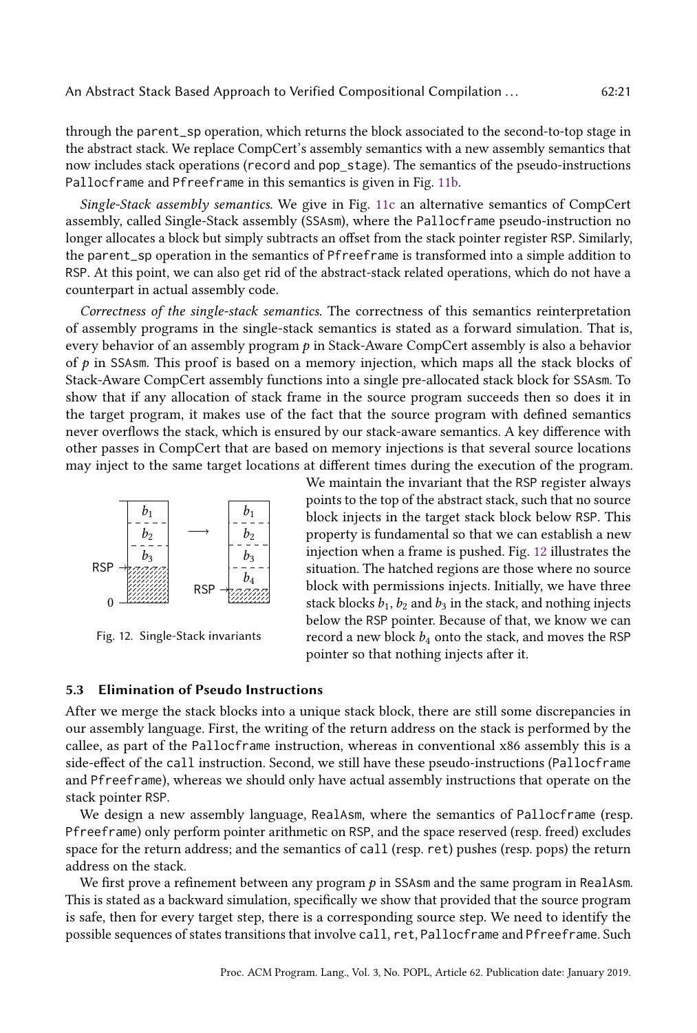through the parent_sp operation, which returns the block associated to the second-to-top stage in the abstract stack. We replace CompCert's assembly semantics with a new assembly semantics that now includes stack operations (record and pop_stage). The semantics of the pseudo-instructions Pallocframe and Pfreeframe in this semantics is given in Fig. 11b.

*Single-Stack assembly semantics.* We give in Fig. 11c an alternative semantics of CompCert assembly, called Single-Stack assembly (SSAsm), where the Pallocframe pseudo-instruction no longer allocates a block but simply subtracts an offset from the stack pointer register RSP. Similarly, the parent_sp operation in the semantics of Pfreeframe is transformed into a simple addition to RSP. At this point, we can also get rid of the abstract-stack related operations, which do not have a counterpart in actual assembly code.

*Correctness of the single-stack semantics.* The correctness of this semantics reinterpretation of assembly programs in the single-stack semantics is stated as a forward simulation. That is, every behavior of an assembly program $p$ in Stack-Aware CompCert assembly is also a behavior of $p$ in SSAsm. This proof is based on a memory injection, which maps all the stack blocks of Stack-Aware CompCert assembly functions into a single pre-allocated stack block for SSAsm. To show that if any allocation of stack frame in the source program succeeds then so does it in the target program, it makes use of the fact that the source program with defined semantics never overflows the stack, which is ensured by our stack-aware semantics. A key difference with other passes in CompCert that are based on memory injections is that several source locations may inject to the same target locations at different times during the execution of the program. We maintain the invariant that the RSP register always points to the top of the abstract stack, such that no source block injects in the target stack block below RSP. This property is fundamental so that we can establish a new injection when a frame is pushed. Fig. 12 illustrates the situation. The hatched regions are those where no source block with permissions injects. Initially, we have three stack blocks $b_1$, $b_2$ and $b_3$ in the stack, and nothing injects below the RSP pointer. Because of that, we know we can record a new block $b_4$ onto the stack, and moves the RSP pointer so that nothing injects after it.

Fig. 12. Single-Stack invariants

### 5.3 Elimination of Pseudo Instructions

After we merge the stack blocks into a unique stack block, there are still some discrepancies in our assembly language. First, the writing of the return address on the stack is performed by the callee, as part of the Pallocframe instruction, whereas in conventional x86 assembly this is a side-effect of the call instruction. Second, we still have these pseudo-instructions (Pallocframe and Pfreeframe), whereas we should only have actual assembly instructions that operate on the stack pointer RSP.

We design a new assembly language, RealAsm, where the semantics of Pallocframe (resp. Pfreeframe) only perform pointer arithmetic on RSP, and the space reserved (resp. freed) excludes space for the return address; and the semantics of call (resp. ret) pushes (resp. pops) the return address on the stack.

We first prove a refinement between any program $p$ in SSAsm and the same program in RealAsm. This is stated as a backward simulation, specifically we show that provided that the source program is safe, then for every target step, there is a corresponding source step. We need to identify the possible sequences of states transitions that involve call, ret, Pallocframe and Pfreeframe. Such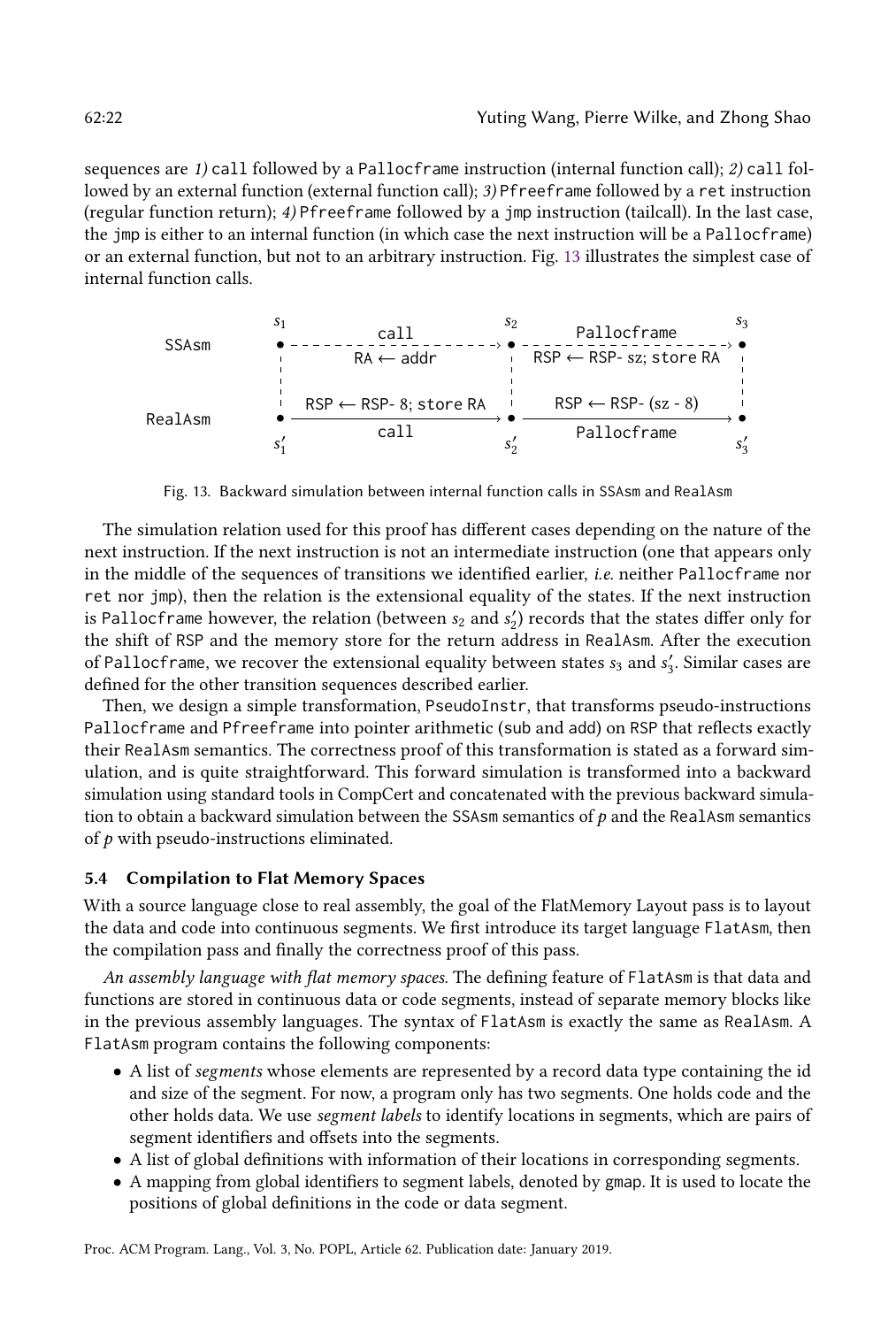sequences are *1)* `call` followed by a `Pallocframe` instruction (internal function call); *2)* `call` followed by an external function (external function call); *3)* `Pfreeframe` followed by a `ret` instruction (regular function return); *4)* `Pfreeframe` followed by a `jmp` instruction (tailcall). In the last case, the `jmp` is either to an internal function (in which case the next instruction will be a `Pallocframe`) or an external function, but not to an arbitrary instruction. Fig. 13 illustrates the simplest case of internal function calls.

```
              s1                           s2                              s3
SSAsm         • - - - - - call - - - - - ->• - - - - Pallocframe - - - - -> •
              '        RA ← addr           '   RSP ← RSP- sz; store RA      '
              '                            '                                '
              '  RSP ← RSP- 8; store RA    '     RSP ← RSP- (sz - 8)        '
RealAsm       • --------------------------> • ------------------------------> •
                         call                        Pallocframe
              s1'                          s2'                             s3'
```

Fig. 13. Backward simulation between internal function calls in SSAsm and RealAsm

The simulation relation used for this proof has different cases depending on the nature of the next instruction. If the next instruction is not an intermediate instruction (one that appears only in the middle of the sequences of transitions we identified earlier, *i.e.* neither `Pallocframe` nor `ret` nor `jmp`), then the relation is the extensional equality of the states. If the next instruction is `Pallocframe` however, the relation (between $s_2$ and $s_2'$) records that the states differ only for the shift of RSP and the memory store for the return address in RealAsm. After the execution of `Pallocframe`, we recover the extensional equality between states $s_3$ and $s_3'$. Similar cases are defined for the other transition sequences described earlier.

Then, we design a simple transformation, `PseudoInstr`, that transforms pseudo-instructions `Pallocframe` and `Pfreeframe` into pointer arithmetic (sub and add) on RSP that reflects exactly their RealAsm semantics. The correctness proof of this transformation is stated as a forward simulation, and is quite straightforward. This forward simulation is transformed into a backward simulation using standard tools in CompCert and concatenated with the previous backward simulation to obtain a backward simulation between the SSAsm semantics of $p$ and the RealAsm semantics of $p$ with pseudo-instructions eliminated.

### 5.4 Compilation to Flat Memory Spaces

With a source language close to real assembly, the goal of the FlatMemory Layout pass is to layout the data and code into continuous segments. We first introduce its target language FlatAsm, then the compilation pass and finally the correctness proof of this pass.

*An assembly language with flat memory spaces.* The defining feature of FlatAsm is that data and functions are stored in continuous data or code segments, instead of separate memory blocks like in the previous assembly languages. The syntax of FlatAsm is exactly the same as RealAsm. A FlatAsm program contains the following components:

- A list of *segments* whose elements are represented by a record data type containing the id and size of the segment. For now, a program only has two segments. One holds code and the other holds data. We use *segment labels* to identify locations in segments, which are pairs of segment identifiers and offsets into the segments.
- A list of global definitions with information of their locations in corresponding segments.
- A mapping from global identifiers to segment labels, denoted by gmap. It is used to locate the positions of global definitions in the code or data segment.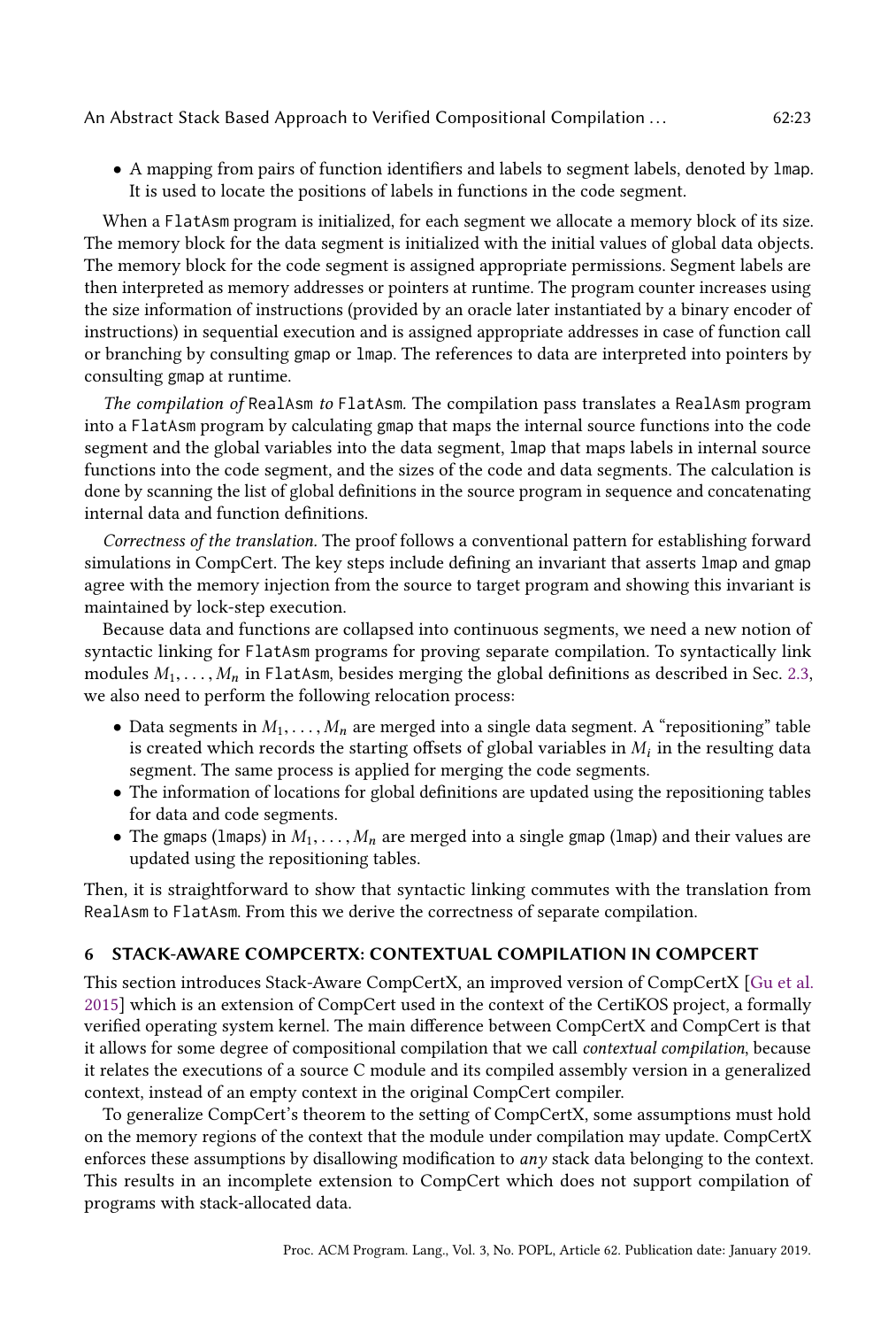- A mapping from pairs of function identifiers and labels to segment labels, denoted by `lmap`. It is used to locate the positions of labels in functions in the code segment.

When a `FlatAsm` program is initialized, for each segment we allocate a memory block of its size. The memory block for the data segment is initialized with the initial values of global data objects. The memory block for the code segment is assigned appropriate permissions. Segment labels are then interpreted as memory addresses or pointers at runtime. The program counter increases using the size information of instructions (provided by an oracle later instantiated by a binary encoder of instructions) in sequential execution and is assigned appropriate addresses in case of function call or branching by consulting gmap or `lmap`. The references to data are interpreted into pointers by consulting gmap at runtime.

*The compilation of* `RealAsm` *to* `FlatAsm`. The compilation pass translates a `RealAsm` program into a `FlatAsm` program by calculating gmap that maps the internal source functions into the code segment and the global variables into the data segment, `lmap` that maps labels in internal source functions into the code segment, and the sizes of the code and data segments. The calculation is done by scanning the list of global definitions in the source program in sequence and concatenating internal data and function definitions.

*Correctness of the translation.* The proof follows a conventional pattern for establishing forward simulations in CompCert. The key steps include defining an invariant that asserts `lmap` and gmap agree with the memory injection from the source to target program and showing this invariant is maintained by lock-step execution.

Because data and functions are collapsed into continuous segments, we need a new notion of syntactic linking for `FlatAsm` programs for proving separate compilation. To syntactically link modules $M_1, \ldots, M_n$ in `FlatAsm`, besides merging the global definitions as described in Sec. 2.3, we also need to perform the following relocation process:

- Data segments in $M_1, \ldots, M_n$ are merged into a single data segment. A "repositioning" table is created which records the starting offsets of global variables in $M_i$ in the resulting data segment. The same process is applied for merging the code segments.
- The information of locations for global definitions are updated using the repositioning tables for data and code segments.
- The gmaps (`lmaps`) in $M_1, \ldots, M_n$ are merged into a single gmap (`lmap`) and their values are updated using the repositioning tables.

Then, it is straightforward to show that syntactic linking commutes with the translation from `RealAsm` to `FlatAsm`. From this we derive the correctness of separate compilation.

## 6 STACK-AWARE COMPCERTX: CONTEXTUAL COMPILATION IN COMPCERT

This section introduces Stack-Aware CompCertX, an improved version of CompCertX [Gu et al. 2015] which is an extension of CompCert used in the context of the CertiKOS project, a formally verified operating system kernel. The main difference between CompCertX and CompCert is that it allows for some degree of compositional compilation that we call *contextual compilation*, because it relates the executions of a source C module and its compiled assembly version in a generalized context, instead of an empty context in the original CompCert compiler.

To generalize CompCert's theorem to the setting of CompCertX, some assumptions must hold on the memory regions of the context that the module under compilation may update. CompCertX enforces these assumptions by disallowing modification to *any* stack data belonging to the context. This results in an incomplete extension to CompCert which does not support compilation of programs with stack-allocated data.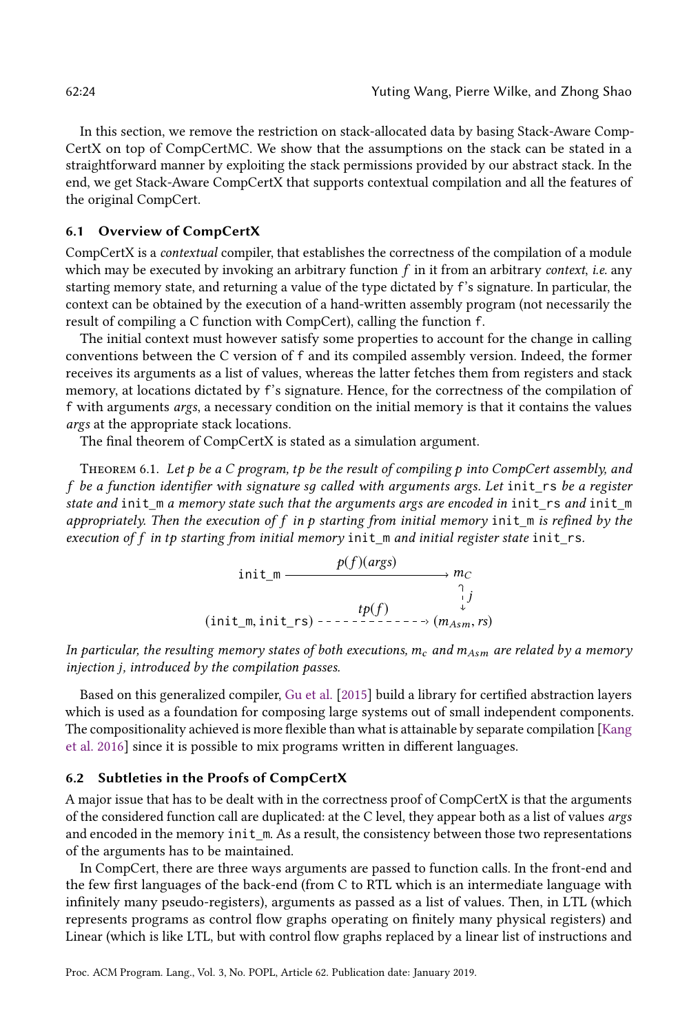In this section, we remove the restriction on stack-allocated data by basing Stack-Aware CompCertX on top of CompCertMC. We show that the assumptions on the stack can be stated in a straightforward manner by exploiting the stack permissions provided by our abstract stack. In the end, we get Stack-Aware CompCertX that supports contextual compilation and all the features of the original CompCert.

### 6.1 Overview of CompCertX

CompCertX is a *contextual* compiler, that establishes the correctness of the compilation of a module which may be executed by invoking an arbitrary function $f$ in it from an arbitrary *context*, *i.e.* any starting memory state, and returning a value of the type dictated by `f`'s signature. In particular, the context can be obtained by the execution of a hand-written assembly program (not necessarily the result of compiling a C function with CompCert), calling the function `f`.

The initial context must however satisfy some properties to account for the change in calling conventions between the C version of `f` and its compiled assembly version. Indeed, the former receives its arguments as a list of values, whereas the latter fetches them from registers and stack memory, at locations dictated by `f`'s signature. Hence, for the correctness of the compilation of `f` with arguments *args*, a necessary condition on the initial memory is that it contains the values *args* at the appropriate stack locations.

The final theorem of CompCertX is stated as a simulation argument.

Theorem 6.1. *Let $p$ be a C program, $tp$ be the result of compiling $p$ into CompCert assembly, and $f$ be a function identifier with signature $sg$ called with arguments args. Let* `init_rs` *be a register state and* `init_m` *a memory state such that the arguments args are encoded in* `init_rs` *and* `init_m` *appropriately. Then the execution of $f$ in $p$ starting from initial memory* `init_m` *is refined by the execution of $f$ in $tp$ starting from initial memory* `init_m` *and initial register state* `init_rs`*.*

$$
\begin{array}{ccc}
\texttt{init\_m} & \xrightarrow{\quad p(f)(args) \quad} & m_C \\
 & & \downarrow j \\
(\texttt{init\_m}, \texttt{init\_rs}) & \dashrightarrow^{\quad tp(f) \quad} & (m_{Asm}, rs)
\end{array}
$$

*In particular, the resulting memory states of both executions, $m_c$ and $m_{Asm}$ are related by a memory injection $j$, introduced by the compilation passes.*

Based on this generalized compiler, Gu et al. [2015] build a library for certified abstraction layers which is used as a foundation for composing large systems out of small independent components. The compositionality achieved is more flexible than what is attainable by separate compilation [Kang et al. 2016] since it is possible to mix programs written in different languages.

### 6.2 Subtleties in the Proofs of CompCertX

A major issue that has to be dealt with in the correctness proof of CompCertX is that the arguments of the considered function call are duplicated: at the C level, they appear both as a list of values *args* and encoded in the memory `init_m`. As a result, the consistency between those two representations of the arguments has to be maintained.

In CompCert, there are three ways arguments are passed to function calls. In the front-end and the few first languages of the back-end (from C to RTL which is an intermediate language with infinitely many pseudo-registers), arguments as passed as a list of values. Then, in LTL (which represents programs as control flow graphs operating on finitely many physical registers) and Linear (which is like LTL, but with control flow graphs replaced by a linear list of instructions and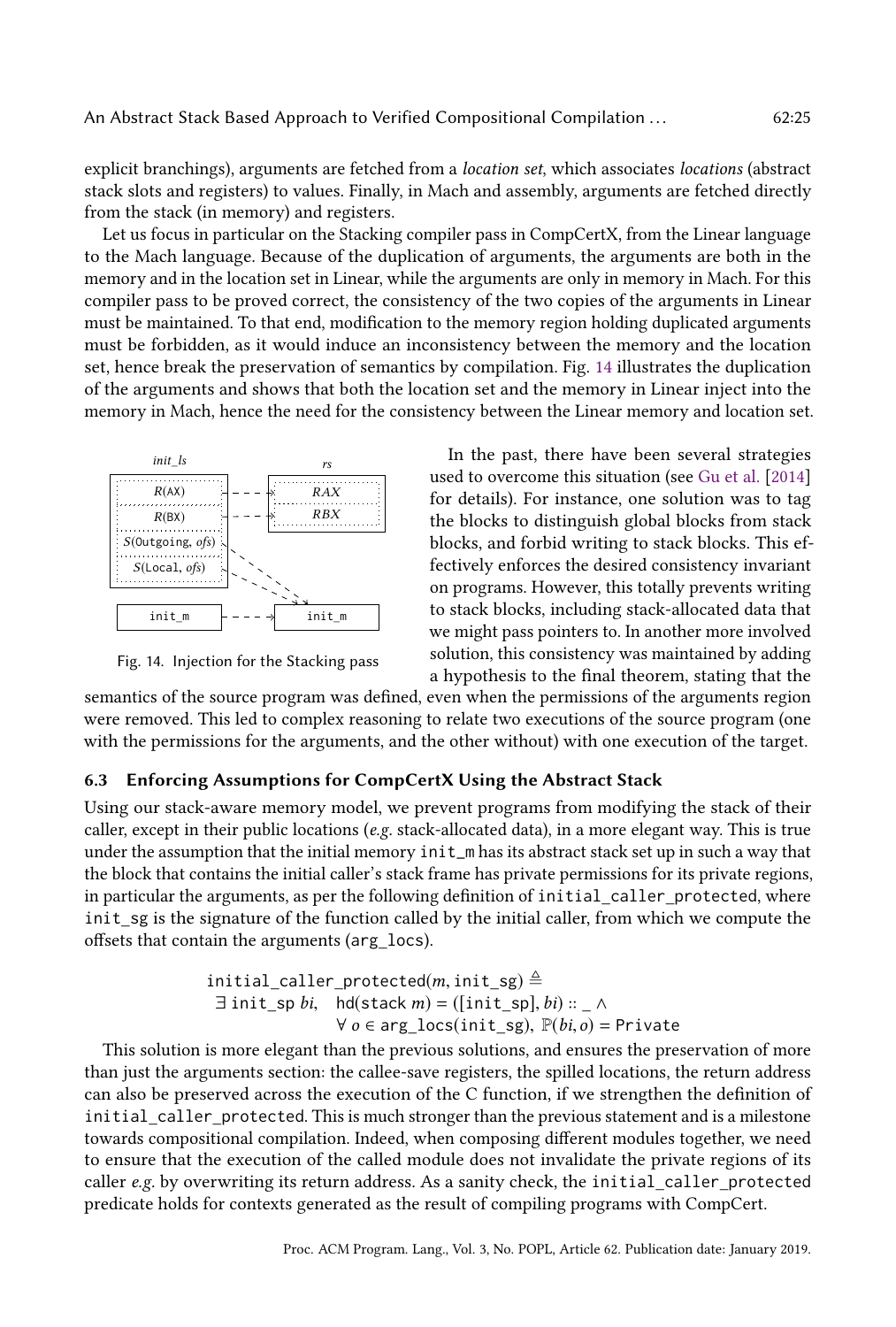explicit branchings), arguments are fetched from a *location set*, which associates *locations* (abstract stack slots and registers) to values. Finally, in Mach and assembly, arguments are fetched directly from the stack (in memory) and registers.

Let us focus in particular on the Stacking compiler pass in CompCertX, from the Linear language to the Mach language. Because of the duplication of arguments, the arguments are both in the memory and in the location set in Linear, while the arguments are only in memory in Mach. For this compiler pass to be proved correct, the consistency of the two copies of the arguments in Linear must be maintained. To that end, modification to the memory region holding duplicated arguments must be forbidden, as it would induce an inconsistency between the memory and the location set, hence break the preservation of semantics by compilation. Fig. 14 illustrates the duplication of the arguments and shows that both the location set and the memory in Linear inject into the memory in Mach, hence the need for the consistency between the Linear memory and location set.

Fig. 14. Injection for the Stacking pass

In the past, there have been several strategies used to overcome this situation (see Gu et al. [2014] for details). For instance, one solution was to tag the blocks to distinguish global blocks from stack blocks, and forbid writing to stack blocks. This effectively enforces the desired consistency invariant on programs. However, this totally prevents writing to stack blocks, including stack-allocated data that we might pass pointers to. In another more involved solution, this consistency was maintained by adding a hypothesis to the final theorem, stating that the semantics of the source program was defined, even when the permissions of the arguments region were removed. This led to complex reasoning to relate two executions of the source program (one with the permissions for the arguments, and the other without) with one execution of the target.

### 6.3 Enforcing Assumptions for CompCertX Using the Abstract Stack

Using our stack-aware memory model, we prevent programs from modifying the stack of their caller, except in their public locations (*e.g.* stack-allocated data), in a more elegant way. This is true under the assumption that the initial memory `init_m` has its abstract stack set up in such a way that the block that contains the initial caller's stack frame has private permissions for its private regions, in particular the arguments, as per the following definition of `initial_caller_protected`, where `init_sg` is the signature of the function called by the initial caller, from which we compute the offsets that contain the arguments (`arg_locs`).

$$\begin{aligned}&\texttt{initial\_caller\_protected}(m, \texttt{init\_sg}) \triangleq\\ &\quad \exists\ \texttt{init\_sp}\ bi,\quad \mathsf{hd}(\mathsf{stack}\ m) = ([\texttt{init\_sp}], bi) :: \_ \ \wedge\\ &\qquad\qquad\qquad\quad \forall\ o \in \texttt{arg\_locs}(\texttt{init\_sg}),\ \mathbb{P}(bi, o) = \mathsf{Private}\end{aligned}$$

This solution is more elegant than the previous solutions, and ensures the preservation of more than just the arguments section: the callee-save registers, the spilled locations, the return address can also be preserved across the execution of the C function, if we strengthen the definition of `initial_caller_protected`. This is much stronger than the previous statement and is a milestone towards compositional compilation. Indeed, when composing different modules together, we need to ensure that the execution of the called module does not invalidate the private regions of its caller *e.g.* by overwriting its return address. As a sanity check, the `initial_caller_protected` predicate holds for contexts generated as the result of compiling programs with CompCert.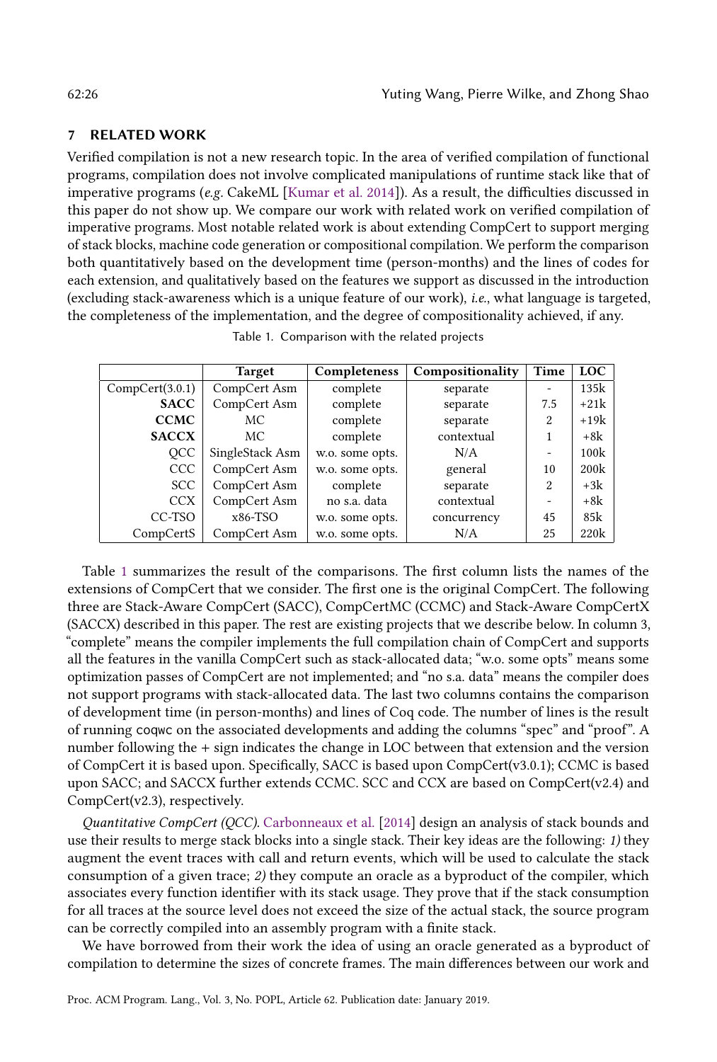## 7 RELATED WORK

Verified compilation is not a new research topic. In the area of verified compilation of functional programs, compilation does not involve complicated manipulations of runtime stack like that of imperative programs (*e.g.* CakeML [Kumar et al. 2014]). As a result, the difficulties discussed in this paper do not show up. We compare our work with related work on verified compilation of imperative programs. Most notable related work is about extending CompCert to support merging of stack blocks, machine code generation or compositional compilation. We perform the comparison both quantitatively based on the development time (person-months) and the lines of codes for each extension, and qualitatively based on the features we support as discussed in the introduction (excluding stack-awareness which is a unique feature of our work), *i.e.*, what language is targeted, the completeness of the implementation, and the degree of compositionality achieved, if any.

Table 1. Comparison with the related projects

| | Target | Completeness | Compositionality | Time | LOC |
|---|---|---|---|---|---|
| CompCert(3.0.1) | CompCert Asm | complete | separate | - | 135k |
| **SACC** | CompCert Asm | complete | separate | 7.5 | +21k |
| **CCMC** | MC | complete | separate | 2 | +19k |
| **SACCX** | MC | complete | contextual | 1 | +8k |
| QCC | SingleStack Asm | w.o. some opts. | N/A | - | 100k |
| CCC | CompCert Asm | w.o. some opts. | general | 10 | 200k |
| SCC | CompCert Asm | complete | separate | 2 | +3k |
| CCX | CompCert Asm | no s.a. data | contextual | - | +8k |
| CC-TSO | x86-TSO | w.o. some opts. | concurrency | 45 | 85k |
| CompCertS | CompCert Asm | w.o. some opts. | N/A | 25 | 220k |

Table 1 summarizes the result of the comparisons. The first column lists the names of the extensions of CompCert that we consider. The first one is the original CompCert. The following three are Stack-Aware CompCert (SACC), CompCertMC (CCMC) and Stack-Aware CompCertX (SACCX) described in this paper. The rest are existing projects that we describe below. In column 3, "complete" means the compiler implements the full compilation chain of CompCert and supports all the features in the vanilla CompCert such as stack-allocated data; "w.o. some opts" means some optimization passes of CompCert are not implemented; and "no s.a. data" means the compiler does not support programs with stack-allocated data. The last two columns contains the comparison of development time (in person-months) and lines of Coq code. The number of lines is the result of running `coqwc` on the associated developments and adding the columns "spec" and "proof". A number following the + sign indicates the change in LOC between that extension and the version of CompCert it is based upon. Specifically, SACC is based upon CompCert(v3.0.1); CCMC is based upon SACC; and SACCX further extends CCMC. SCC and CCX are based on CompCert(v2.4) and CompCert(v2.3), respectively.

*Quantitative CompCert (QCC).* Carbonneaux et al. [2014] design an analysis of stack bounds and use their results to merge stack blocks into a single stack. Their key ideas are the following: *1)* they augment the event traces with call and return events, which will be used to calculate the stack consumption of a given trace; *2)* they compute an oracle as a byproduct of the compiler, which associates every function identifier with its stack usage. They prove that if the stack consumption for all traces at the source level does not exceed the size of the actual stack, the source program can be correctly compiled into an assembly program with a finite stack.

We have borrowed from their work the idea of using an oracle generated as a byproduct of compilation to determine the sizes of concrete frames. The main differences between our work and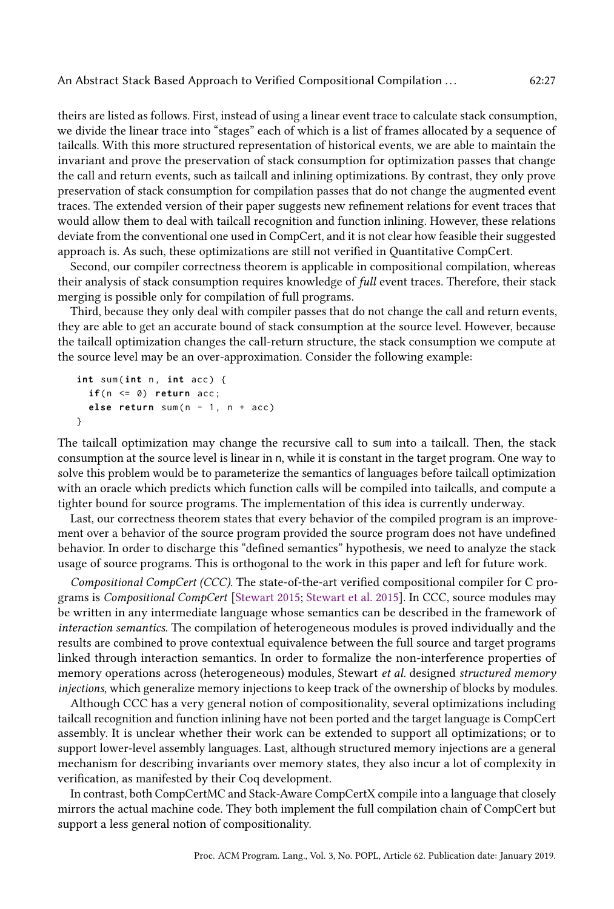theirs are listed as follows. First, instead of using a linear event trace to calculate stack consumption, we divide the linear trace into "stages" each of which is a list of frames allocated by a sequence of tailcalls. With this more structured representation of historical events, we are able to maintain the invariant and prove the preservation of stack consumption for optimization passes that change the call and return events, such as tailcall and inlining optimizations. By contrast, they only prove preservation of stack consumption for compilation passes that do not change the augmented event traces. The extended version of their paper suggests new refinement relations for event traces that would allow them to deal with tailcall recognition and function inlining. However, these relations deviate from the conventional one used in CompCert, and it is not clear how feasible their suggested approach is. As such, these optimizations are still not verified in Quantitative CompCert.

Second, our compiler correctness theorem is applicable in compositional compilation, whereas their analysis of stack consumption requires knowledge of *full* event traces. Therefore, their stack merging is possible only for compilation of full programs.

Third, because they only deal with compiler passes that do not change the call and return events, they are able to get an accurate bound of stack consumption at the source level. However, because the tailcall optimization changes the call-return structure, the stack consumption we compute at the source level may be an over-approximation. Consider the following example:

```
int sum(int n, int acc) {
  if(n <= 0) return acc;
  else return sum(n - 1, n + acc)
}
```

The tailcall optimization may change the recursive call to sum into a tailcall. Then, the stack consumption at the source level is linear in n, while it is constant in the target program. One way to solve this problem would be to parameterize the semantics of languages before tailcall optimization with an oracle which predicts which function calls will be compiled into tailcalls, and compute a tighter bound for source programs. The implementation of this idea is currently underway.

Last, our correctness theorem states that every behavior of the compiled program is an improvement over a behavior of the source program provided the source program does not have undefined behavior. In order to discharge this "defined semantics" hypothesis, we need to analyze the stack usage of source programs. This is orthogonal to the work in this paper and left for future work.

*Compositional CompCert (CCC).* The state-of-the-art verified compositional compiler for C programs is *Compositional CompCert* [Stewart 2015; Stewart et al. 2015]. In CCC, source modules may be written in any intermediate language whose semantics can be described in the framework of *interaction semantics*. The compilation of heterogeneous modules is proved individually and the results are combined to prove contextual equivalence between the full source and target programs linked through interaction semantics. In order to formalize the non-interference properties of memory operations across (heterogeneous) modules, Stewart *et al.* designed *structured memory injections*, which generalize memory injections to keep track of the ownership of blocks by modules.

Although CCC has a very general notion of compositionality, several optimizations including tailcall recognition and function inlining have not been ported and the target language is CompCert assembly. It is unclear whether their work can be extended to support all optimizations; or to support lower-level assembly languages. Last, although structured memory injections are a general mechanism for describing invariants over memory states, they also incur a lot of complexity in verification, as manifested by their Coq development.

In contrast, both CompCertMC and Stack-Aware CompCertX compile into a language that closely mirrors the actual machine code. They both implement the full compilation chain of CompCert but support a less general notion of compositionality.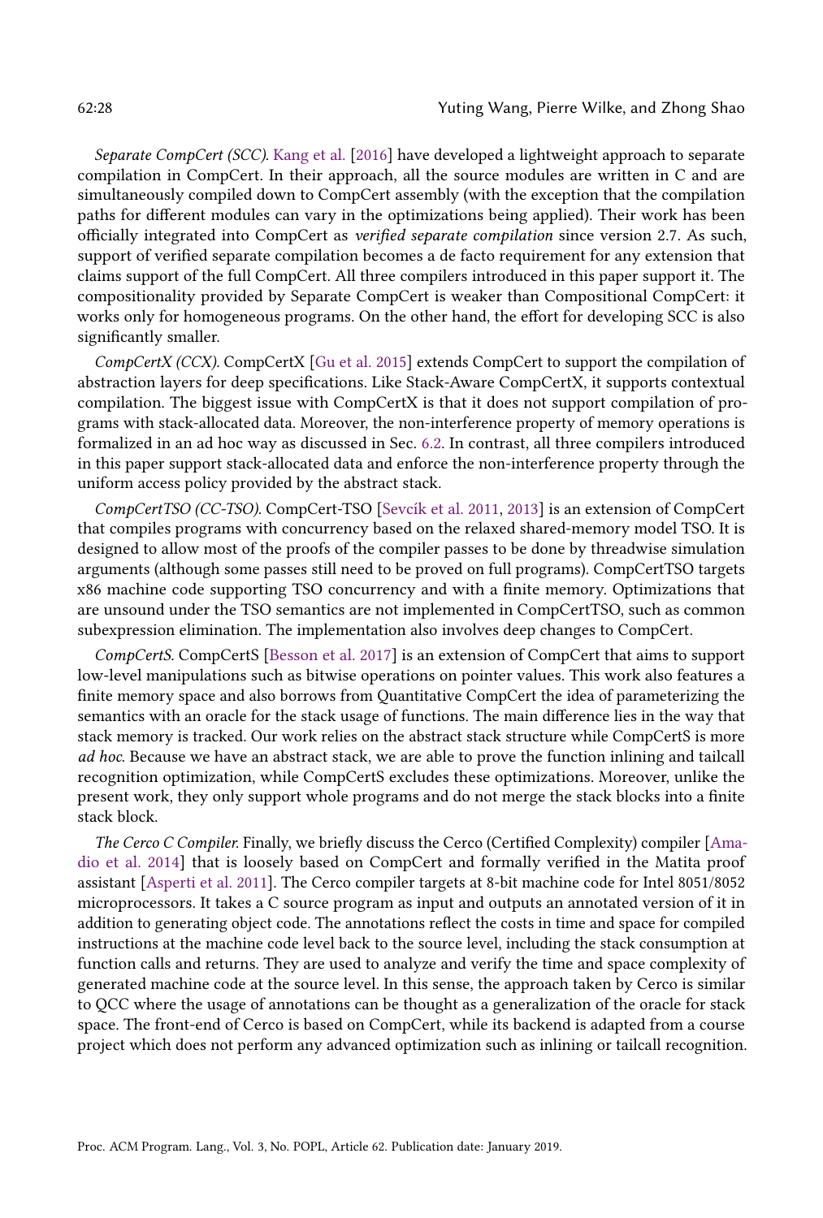*Separate CompCert (SCC).* Kang et al. [2016] have developed a lightweight approach to separate compilation in CompCert. In their approach, all the source modules are written in C and are simultaneously compiled down to CompCert assembly (with the exception that the compilation paths for different modules can vary in the optimizations being applied). Their work has been officially integrated into CompCert as *verified separate compilation* since version 2.7. As such, support of verified separate compilation becomes a de facto requirement for any extension that claims support of the full CompCert. All three compilers introduced in this paper support it. The compositionality provided by Separate CompCert is weaker than Compositional CompCert: it works only for homogeneous programs. On the other hand, the effort for developing SCC is also significantly smaller.

*CompCertX (CCX).* CompCertX [Gu et al. 2015] extends CompCert to support the compilation of abstraction layers for deep specifications. Like Stack-Aware CompCertX, it supports contextual compilation. The biggest issue with CompCertX is that it does not support compilation of programs with stack-allocated data. Moreover, the non-interference property of memory operations is formalized in an ad hoc way as discussed in Sec. 6.2. In contrast, all three compilers introduced in this paper support stack-allocated data and enforce the non-interference property through the uniform access policy provided by the abstract stack.

*CompCertTSO (CC-TSO).* CompCert-TSO [Sevcík et al. 2011, 2013] is an extension of CompCert that compiles programs with concurrency based on the relaxed shared-memory model TSO. It is designed to allow most of the proofs of the compiler passes to be done by threadwise simulation arguments (although some passes still need to be proved on full programs). CompCertTSO targets x86 machine code supporting TSO concurrency and with a finite memory. Optimizations that are unsound under the TSO semantics are not implemented in CompCertTSO, such as common subexpression elimination. The implementation also involves deep changes to CompCert.

*CompCertS.* CompCertS [Besson et al. 2017] is an extension of CompCert that aims to support low-level manipulations such as bitwise operations on pointer values. This work also features a finite memory space and also borrows from Quantitative CompCert the idea of parameterizing the semantics with an oracle for the stack usage of functions. The main difference lies in the way that stack memory is tracked. Our work relies on the abstract stack structure while CompCertS is more *ad hoc*. Because we have an abstract stack, we are able to prove the function inlining and tailcall recognition optimization, while CompCertS excludes these optimizations. Moreover, unlike the present work, they only support whole programs and do not merge the stack blocks into a finite stack block.

*The Cerco C Compiler.* Finally, we briefly discuss the Cerco (Certified Complexity) compiler [Amadio et al. 2014] that is loosely based on CompCert and formally verified in the Matita proof assistant [Asperti et al. 2011]. The Cerco compiler targets at 8-bit machine code for Intel 8051/8052 microprocessors. It takes a C source program as input and outputs an annotated version of it in addition to generating object code. The annotations reflect the costs in time and space for compiled instructions at the machine code level back to the source level, including the stack consumption at function calls and returns. They are used to analyze and verify the time and space complexity of generated machine code at the source level. In this sense, the approach taken by Cerco is similar to QCC where the usage of annotations can be thought as a generalization of the oracle for stack space. The front-end of Cerco is based on CompCert, while its backend is adapted from a course project which does not perform any advanced optimization such as inlining or tailcall recognition.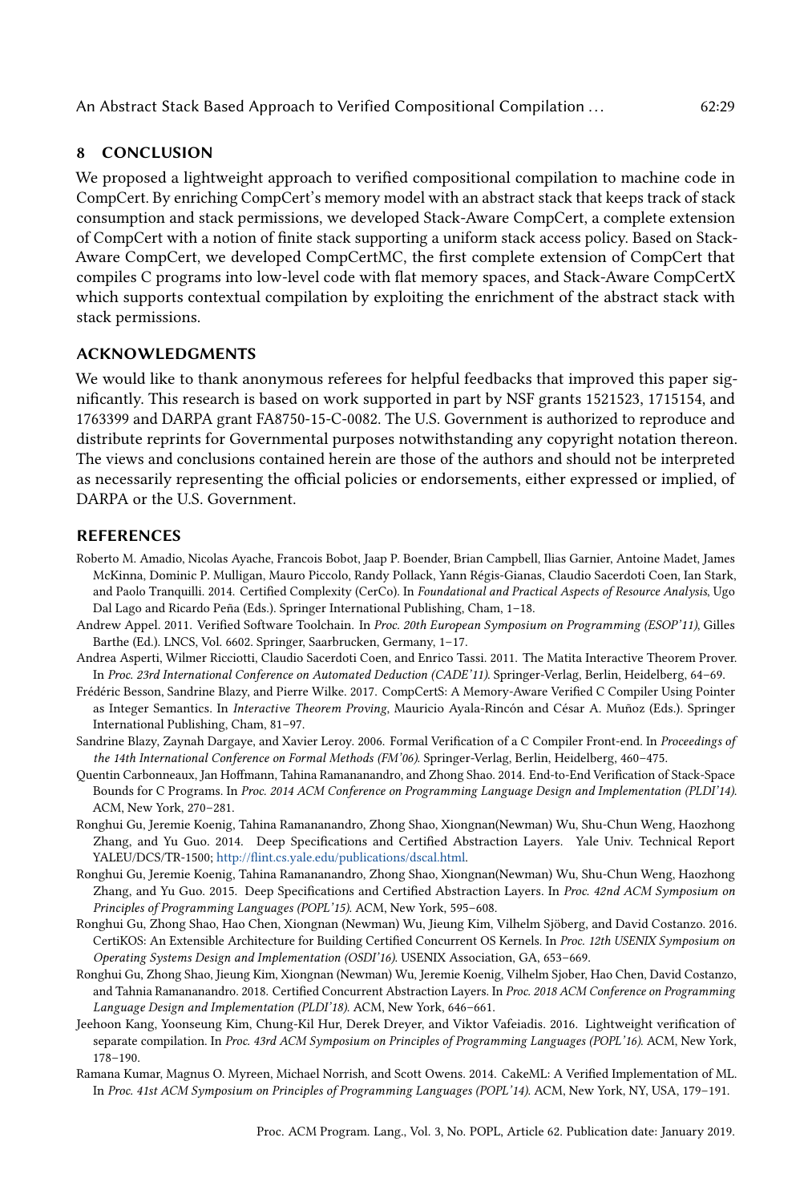## 8 CONCLUSION

We proposed a lightweight approach to verified compositional compilation to machine code in CompCert. By enriching CompCert's memory model with an abstract stack that keeps track of stack consumption and stack permissions, we developed Stack-Aware CompCert, a complete extension of CompCert with a notion of finite stack supporting a uniform stack access policy. Based on Stack-Aware CompCert, we developed CompCertMC, the first complete extension of CompCert that compiles C programs into low-level code with flat memory spaces, and Stack-Aware CompCertX which supports contextual compilation by exploiting the enrichment of the abstract stack with stack permissions.

## ACKNOWLEDGMENTS

We would like to thank anonymous referees for helpful feedbacks that improved this paper significantly. This research is based on work supported in part by NSF grants 1521523, 1715154, and 1763399 and DARPA grant FA8750-15-C-0082. The U.S. Government is authorized to reproduce and distribute reprints for Governmental purposes notwithstanding any copyright notation thereon. The views and conclusions contained herein are those of the authors and should not be interpreted as necessarily representing the official policies or endorsements, either expressed or implied, of DARPA or the U.S. Government.

## REFERENCES

Roberto M. Amadio, Nicolas Ayache, Francois Bobot, Jaap P. Boender, Brian Campbell, Ilias Garnier, Antoine Madet, James McKinna, Dominic P. Mulligan, Mauro Piccolo, Randy Pollack, Yann Régis-Gianas, Claudio Sacerdoti Coen, Ian Stark, and Paolo Tranquilli. 2014. Certified Complexity (CerCo). In *Foundational and Practical Aspects of Resource Analysis*, Ugo Dal Lago and Ricardo Peña (Eds.). Springer International Publishing, Cham, 1–18.

Andrew Appel. 2011. Verified Software Toolchain. In *Proc. 20th European Symposium on Programming (ESOP'11)*, Gilles Barthe (Ed.). LNCS, Vol. 6602. Springer, Saarbrucken, Germany, 1–17.

Andrea Asperti, Wilmer Ricciotti, Claudio Sacerdoti Coen, and Enrico Tassi. 2011. The Matita Interactive Theorem Prover. In *Proc. 23rd International Conference on Automated Deduction (CADE'11)*. Springer-Verlag, Berlin, Heidelberg, 64–69.

Frédéric Besson, Sandrine Blazy, and Pierre Wilke. 2017. CompCertS: A Memory-Aware Verified C Compiler Using Pointer as Integer Semantics. In *Interactive Theorem Proving*, Mauricio Ayala-Rincón and César A. Muñoz (Eds.). Springer International Publishing, Cham, 81–97.

Sandrine Blazy, Zaynah Dargaye, and Xavier Leroy. 2006. Formal Verification of a C Compiler Front-end. In *Proceedings of the 14th International Conference on Formal Methods (FM'06)*. Springer-Verlag, Berlin, Heidelberg, 460–475.

Quentin Carbonneaux, Jan Hoffmann, Tahina Ramananandro, and Zhong Shao. 2014. End-to-End Verification of Stack-Space Bounds for C Programs. In *Proc. 2014 ACM Conference on Programming Language Design and Implementation (PLDI'14)*. ACM, New York, 270–281.

Ronghui Gu, Jeremie Koenig, Tahina Ramananandro, Zhong Shao, Xiongnan(Newman) Wu, Shu-Chun Weng, Haozhong Zhang, and Yu Guo. 2014. Deep Specifications and Certified Abstraction Layers. Yale Univ. Technical Report YALEU/DCS/TR-1500; http://flint.cs.yale.edu/publications/dscal.html.

Ronghui Gu, Jeremie Koenig, Tahina Ramananandro, Zhong Shao, Xiongnan(Newman) Wu, Shu-Chun Weng, Haozhong Zhang, and Yu Guo. 2015. Deep Specifications and Certified Abstraction Layers. In *Proc. 42nd ACM Symposium on Principles of Programming Languages (POPL'15)*. ACM, New York, 595–608.

Ronghui Gu, Zhong Shao, Hao Chen, Xiongnan (Newman) Wu, Jieung Kim, Vilhelm Sjöberg, and David Costanzo. 2016. CertiKOS: An Extensible Architecture for Building Certified Concurrent OS Kernels. In *Proc. 12th USENIX Symposium on Operating Systems Design and Implementation (OSDI'16)*. USENIX Association, GA, 653–669.

Ronghui Gu, Zhong Shao, Jieung Kim, Xiongnan (Newman) Wu, Jeremie Koenig, Vilhelm Sjober, Hao Chen, David Costanzo, and Tahnia Ramananandro. 2018. Certified Concurrent Abstraction Layers. In *Proc. 2018 ACM Conference on Programming Language Design and Implementation (PLDI'18)*. ACM, New York, 646–661.

Jeehoon Kang, Yoonseung Kim, Chung-Kil Hur, Derek Dreyer, and Viktor Vafeiadis. 2016. Lightweight verification of separate compilation. In *Proc. 43rd ACM Symposium on Principles of Programming Languages (POPL'16)*. ACM, New York, 178–190.

Ramana Kumar, Magnus O. Myreen, Michael Norrish, and Scott Owens. 2014. CakeML: A Verified Implementation of ML. In *Proc. 41st ACM Symposium on Principles of Programming Languages (POPL'14)*. ACM, New York, NY, USA, 179–191.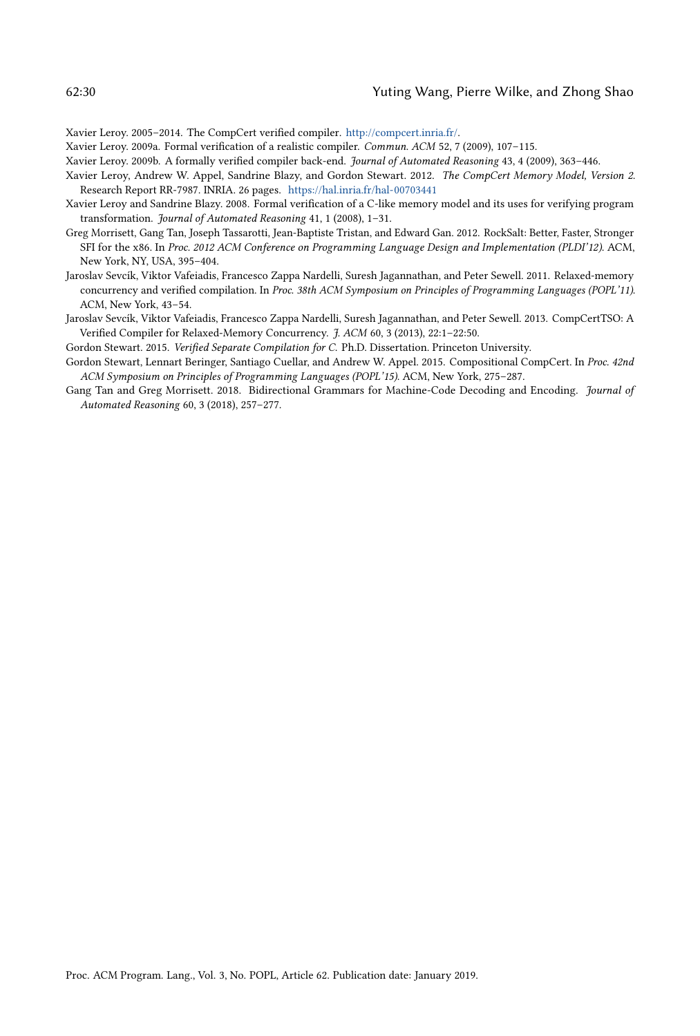Xavier Leroy. 2005–2014. The CompCert verified compiler. http://compcert.inria.fr/.

Xavier Leroy. 2009a. Formal verification of a realistic compiler. *Commun. ACM* 52, 7 (2009), 107–115.

Xavier Leroy. 2009b. A formally verified compiler back-end. *Journal of Automated Reasoning* 43, 4 (2009), 363–446.

Xavier Leroy, Andrew W. Appel, Sandrine Blazy, and Gordon Stewart. 2012. *The CompCert Memory Model, Version 2.* Research Report RR-7987. INRIA. 26 pages. https://hal.inria.fr/hal-00703441

Xavier Leroy and Sandrine Blazy. 2008. Formal verification of a C-like memory model and its uses for verifying program transformation. *Journal of Automated Reasoning* 41, 1 (2008), 1–31.

Greg Morrisett, Gang Tan, Joseph Tassarotti, Jean-Baptiste Tristan, and Edward Gan. 2012. RockSalt: Better, Faster, Stronger SFI for the x86. In *Proc. 2012 ACM Conference on Programming Language Design and Implementation (PLDI'12)*. ACM, New York, NY, USA, 395–404.

Jaroslav Sevcík, Viktor Vafeiadis, Francesco Zappa Nardelli, Suresh Jagannathan, and Peter Sewell. 2011. Relaxed-memory concurrency and verified compilation. In *Proc. 38th ACM Symposium on Principles of Programming Languages (POPL'11)*. ACM, New York, 43–54.

Jaroslav Sevcík, Viktor Vafeiadis, Francesco Zappa Nardelli, Suresh Jagannathan, and Peter Sewell. 2013. CompCertTSO: A Verified Compiler for Relaxed-Memory Concurrency. *J. ACM* 60, 3 (2013), 22:1–22:50.

Gordon Stewart. 2015. *Verified Separate Compilation for C.* Ph.D. Dissertation. Princeton University.

Gordon Stewart, Lennart Beringer, Santiago Cuellar, and Andrew W. Appel. 2015. Compositional CompCert. In *Proc. 42nd ACM Symposium on Principles of Programming Languages (POPL'15)*. ACM, New York, 275–287.

Gang Tan and Greg Morrisett. 2018. Bidirectional Grammars for Machine-Code Decoding and Encoding. *Journal of Automated Reasoning* 60, 3 (2018), 257–277.